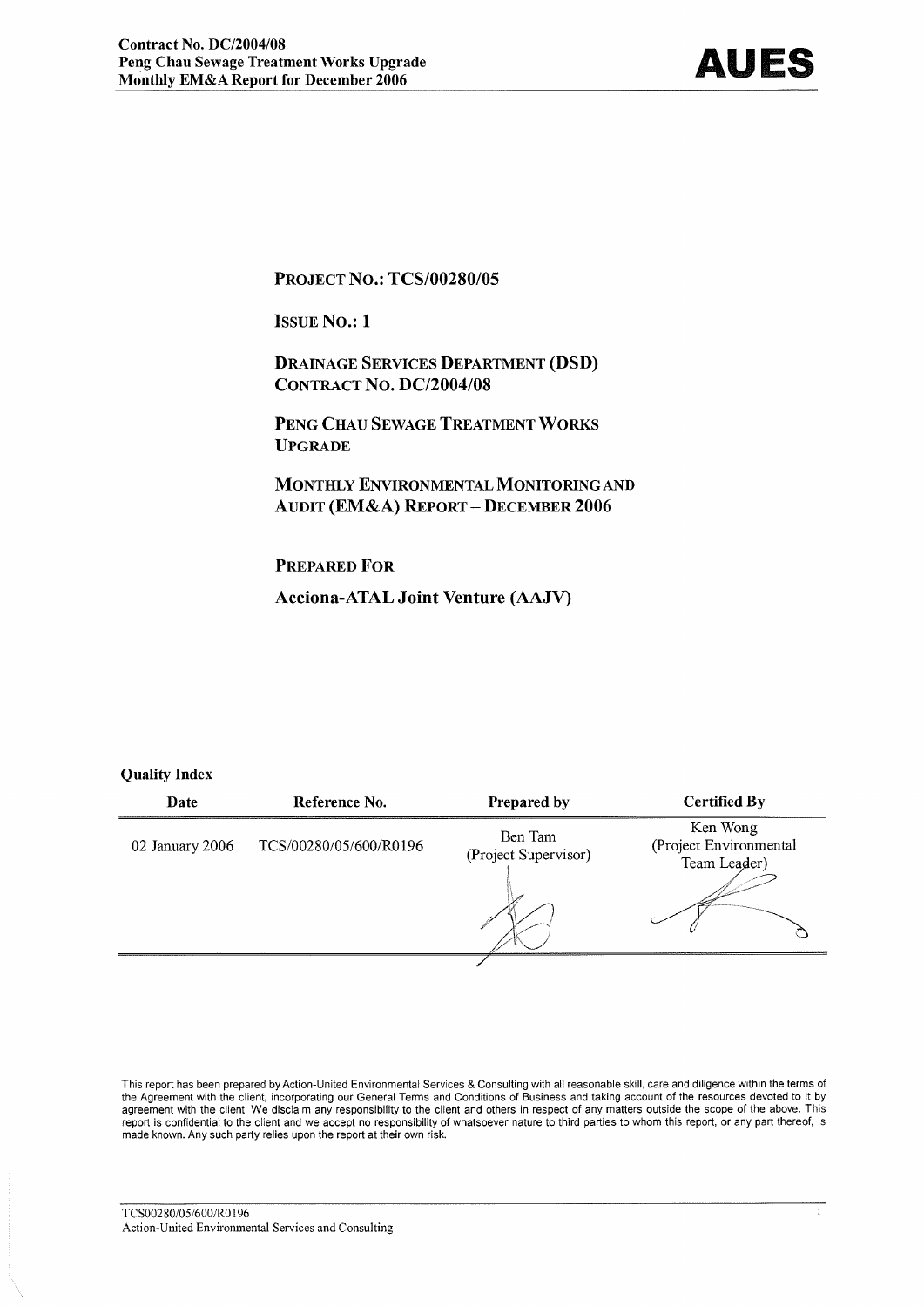**PROJECT NO.: TCS/00280/05**

**ISSUE NO.: 1**

**DRAINAGE SERVICES DEPARTMENT (DSD)**
**CONTRACT NO. DC/2004/08**

**PENG CHAU SEWAGE TREATMENT WORKS UPGRADE**

**MONTHLY ENVIRONMENTAL MONITORING AND AUDIT (EM&A) REPORT – DECEMBER 2006**

**PREPARED FOR**

**Acciona-ATAL Joint Venture (AAJV)**

**Quality Index**

| Date | Reference No. | Prepared by | Certified By |
|---|---|---|---|
| 02 January 2006 | TCS/00280/05/600/R0196 | Ben Tam (Project Supervisor) | Ken Wong (Project Environmental Team Leader) |

This report has been prepared by Action-United Environmental Services & Consulting with all reasonable skill, care and diligence within the terms of the Agreement with the client, incorporating our General Terms and Conditions of Business and taking account of the resources devoted to it by agreement with the client. We disclaim any responsibility to the client and others in respect of any matters outside the scope of the above. This report is confidential to the client and we accept no responsibility of whatsoever nature to third parties to whom this report, or any part thereof, is made known. Any such party relies upon the report at their own risk.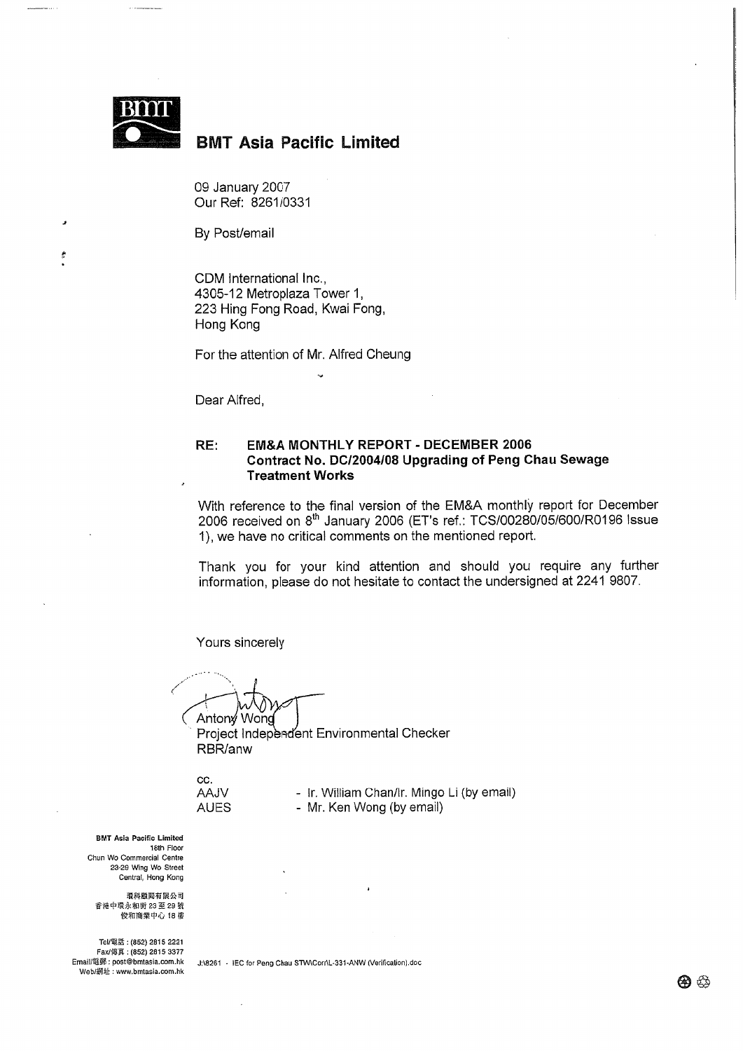BMT

## BMT Asia Pacific Limited

09 January 2007
Our Ref: 8261/0331

By Post/email

CDM International Inc.,
4305-12 Metroplaza Tower 1,
223 Hing Fong Road, Kwai Fong,
Hong Kong

For the attention of Mr. Alfred Cheung

Dear Alfred,

**RE: EM&A MONTHLY REPORT - DECEMBER 2006**
**Contract No. DC/2004/08 Upgrading of Peng Chau Sewage Treatment Works**

With reference to the final version of the EM&A monthly report for December 2006 received on 8th January 2006 (ET's ref.: TCS/00280/05/600/R0196 Issue 1), we have no critical comments on the mentioned report.

Thank you for your kind attention and should you require any further information, please do not hesitate to contact the undersigned at 2241 9807.

Yours sincerely

Antony Wong
Project Independent Environmental Checker
RBR/anw

cc.
AAJV - Ir. William Chan/Ir. Mingo Li (by email)
AUES - Mr. Ken Wong (by email)

**BMT Asia Pacific Limited**
16th Floor
Chun Wo Commercial Centre
23-29 Wing Wo Street
Central, Hong Kong

環科顧問有限公司
香港中環永和街23至29號
俊和商業中心18樓

Tel/電話：(852) 2815 2221
Fax/傳真：(852) 2815 3377
Email/電郵：post@bmtasia.com.hk
Web/網址：www.bmtasia.com.hk

J:\8261 - IEC for Peng Chau STW\Corr\L-331-ANW (Verification).doc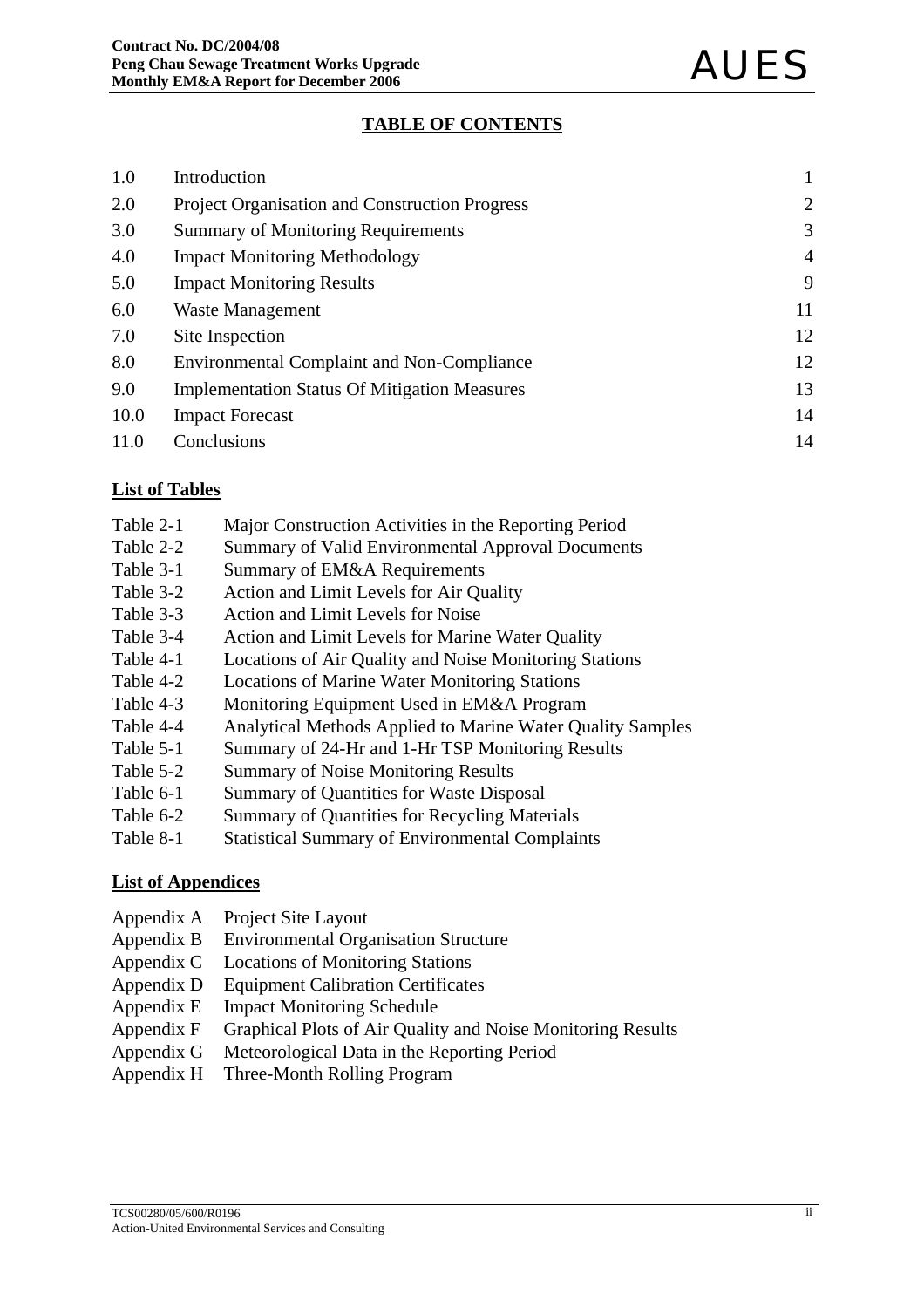## TABLE OF CONTENTS

| | | |
|---|---|---|
| 1.0 | Introduction | 1 |
| 2.0 | Project Organisation and Construction Progress | 2 |
| 3.0 | Summary of Monitoring Requirements | 3 |
| 4.0 | Impact Monitoring Methodology | 4 |
| 5.0 | Impact Monitoring Results | 9 |
| 6.0 | Waste Management | 11 |
| 7.0 | Site Inspection | 12 |
| 8.0 | Environmental Complaint and Non-Compliance | 12 |
| 9.0 | Implementation Status Of Mitigation Measures | 13 |
| 10.0 | Impact Forecast | 14 |
| 11.0 | Conclusions | 14 |

### List of Tables

| | |
|---|---|
| Table 2-1 | Major Construction Activities in the Reporting Period |
| Table 2-2 | Summary of Valid Environmental Approval Documents |
| Table 3-1 | Summary of EM&A Requirements |
| Table 3-2 | Action and Limit Levels for Air Quality |
| Table 3-3 | Action and Limit Levels for Noise |
| Table 3-4 | Action and Limit Levels for Marine Water Quality |
| Table 4-1 | Locations of Air Quality and Noise Monitoring Stations |
| Table 4-2 | Locations of Marine Water Monitoring Stations |
| Table 4-3 | Monitoring Equipment Used in EM&A Program |
| Table 4-4 | Analytical Methods Applied to Marine Water Quality Samples |
| Table 5-1 | Summary of 24-Hr and 1-Hr TSP Monitoring Results |
| Table 5-2 | Summary of Noise Monitoring Results |
| Table 6-1 | Summary of Quantities for Waste Disposal |
| Table 6-2 | Summary of Quantities for Recycling Materials |
| Table 8-1 | Statistical Summary of Environmental Complaints |

### List of Appendices

| | |
|---|---|
| Appendix A | Project Site Layout |
| Appendix B | Environmental Organisation Structure |
| Appendix C | Locations of Monitoring Stations |
| Appendix D | Equipment Calibration Certificates |
| Appendix E | Impact Monitoring Schedule |
| Appendix F | Graphical Plots of Air Quality and Noise Monitoring Results |
| Appendix G | Meteorological Data in the Reporting Period |
| Appendix H | Three-Month Rolling Program |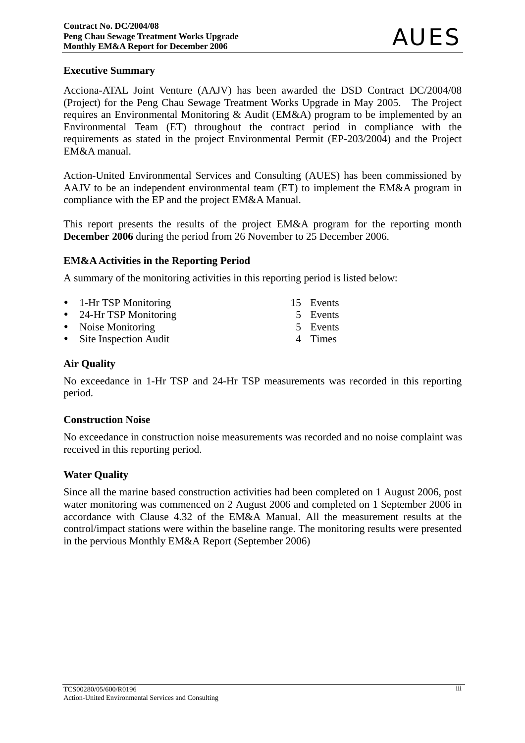## Executive Summary

Acciona-ATAL Joint Venture (AAJV) has been awarded the DSD Contract DC/2004/08 (Project) for the Peng Chau Sewage Treatment Works Upgrade in May 2005. The Project requires an Environmental Monitoring & Audit (EM&A) program to be implemented by an Environmental Team (ET) throughout the contract period in compliance with the requirements as stated in the project Environmental Permit (EP-203/2004) and the Project EM&A manual.

Action-United Environmental Services and Consulting (AUES) has been commissioned by AAJV to be an independent environmental team (ET) to implement the EM&A program in compliance with the EP and the project EM&A Manual.

This report presents the results of the project EM&A program for the reporting month **December 2006** during the period from 26 November to 25 December 2006.

### EM&A Activities in the Reporting Period

A summary of the monitoring activities in this reporting period is listed below:

- 1-Hr TSP Monitoring 15 Events
- 24-Hr TSP Monitoring 5 Events
- Noise Monitoring 5 Events
- Site Inspection Audit 4 Times

### Air Quality

No exceedance in 1-Hr TSP and 24-Hr TSP measurements was recorded in this reporting period.

### Construction Noise

No exceedance in construction noise measurements was recorded and no noise complaint was received in this reporting period.

### Water Quality

Since all the marine based construction activities had been completed on 1 August 2006, post water monitoring was commenced on 2 August 2006 and completed on 1 September 2006 in accordance with Clause 4.32 of the EM&A Manual. All the measurement results at the control/impact stations were within the baseline range. The monitoring results were presented in the pervious Monthly EM&A Report (September 2006)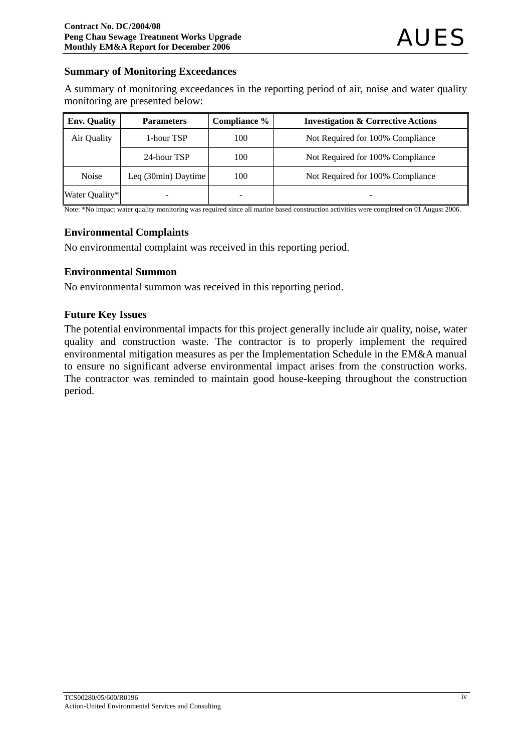## Summary of Monitoring Exceedances

A summary of monitoring exceedances in the reporting period of air, noise and water quality monitoring are presented below:

| Env. Quality | Parameters | Compliance % | Investigation & Corrective Actions |
|---|---|---|---|
| Air Quality | 1-hour TSP | 100 | Not Required for 100% Compliance |
| | 24-hour TSP | 100 | Not Required for 100% Compliance |
| Noise | Leq (30min) Daytime | 100 | Not Required for 100% Compliance |
| Water Quality* | - | - | - |

Note: *No impact water quality monitoring was required since all marine based construction activities were completed on 01 August 2006.

## Environmental Complaints

No environmental complaint was received in this reporting period.

## Environmental Summon

No environmental summon was received in this reporting period.

## Future Key Issues

The potential environmental impacts for this project generally include air quality, noise, water quality and construction waste. The contractor is to properly implement the required environmental mitigation measures as per the Implementation Schedule in the EM&A manual to ensure no significant adverse environmental impact arises from the construction works. The contractor was reminded to maintain good house-keeping throughout the construction period.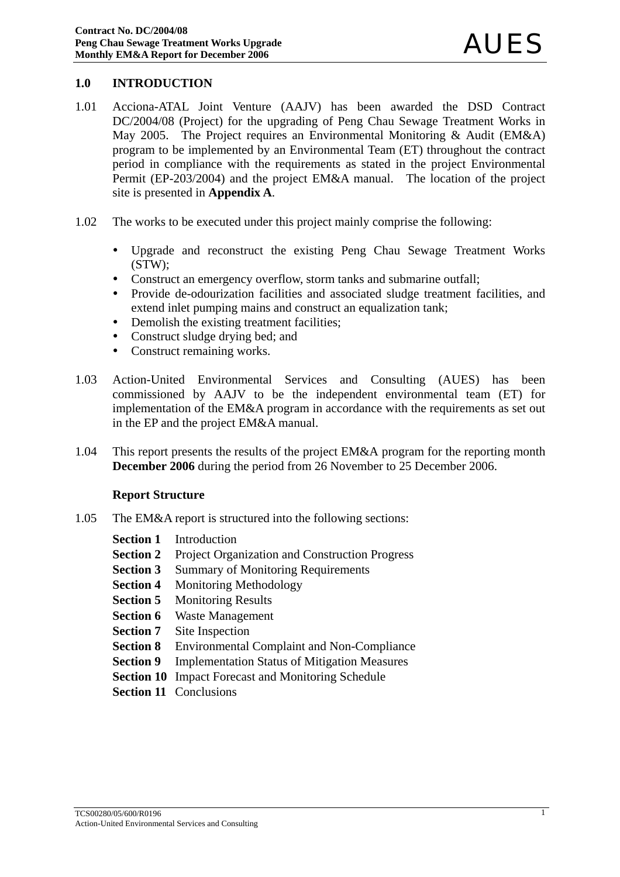## 1.0 INTRODUCTION

1.01 Acciona-ATAL Joint Venture (AAJV) has been awarded the DSD Contract DC/2004/08 (Project) for the upgrading of Peng Chau Sewage Treatment Works in May 2005. The Project requires an Environmental Monitoring & Audit (EM&A) program to be implemented by an Environmental Team (ET) throughout the contract period in compliance with the requirements as stated in the project Environmental Permit (EP-203/2004) and the project EM&A manual. The location of the project site is presented in **Appendix A**.

1.02 The works to be executed under this project mainly comprise the following:

- Upgrade and reconstruct the existing Peng Chau Sewage Treatment Works (STW);
- Construct an emergency overflow, storm tanks and submarine outfall;
- Provide de-odourization facilities and associated sludge treatment facilities, and extend inlet pumping mains and construct an equalization tank;
- Demolish the existing treatment facilities;
- Construct sludge drying bed; and
- Construct remaining works.

1.03 Action-United Environmental Services and Consulting (AUES) has been commissioned by AAJV to be the independent environmental team (ET) for implementation of the EM&A program in accordance with the requirements as set out in the EP and the project EM&A manual.

1.04 This report presents the results of the project EM&A program for the reporting month **December 2006** during the period from 26 November to 25 December 2006.

### Report Structure

1.05 The EM&A report is structured into the following sections:

**Section 1** Introduction
**Section 2** Project Organization and Construction Progress
**Section 3** Summary of Monitoring Requirements
**Section 4** Monitoring Methodology
**Section 5** Monitoring Results
**Section 6** Waste Management
**Section 7** Site Inspection
**Section 8** Environmental Complaint and Non-Compliance
**Section 9** Implementation Status of Mitigation Measures
**Section 10** Impact Forecast and Monitoring Schedule
**Section 11** Conclusions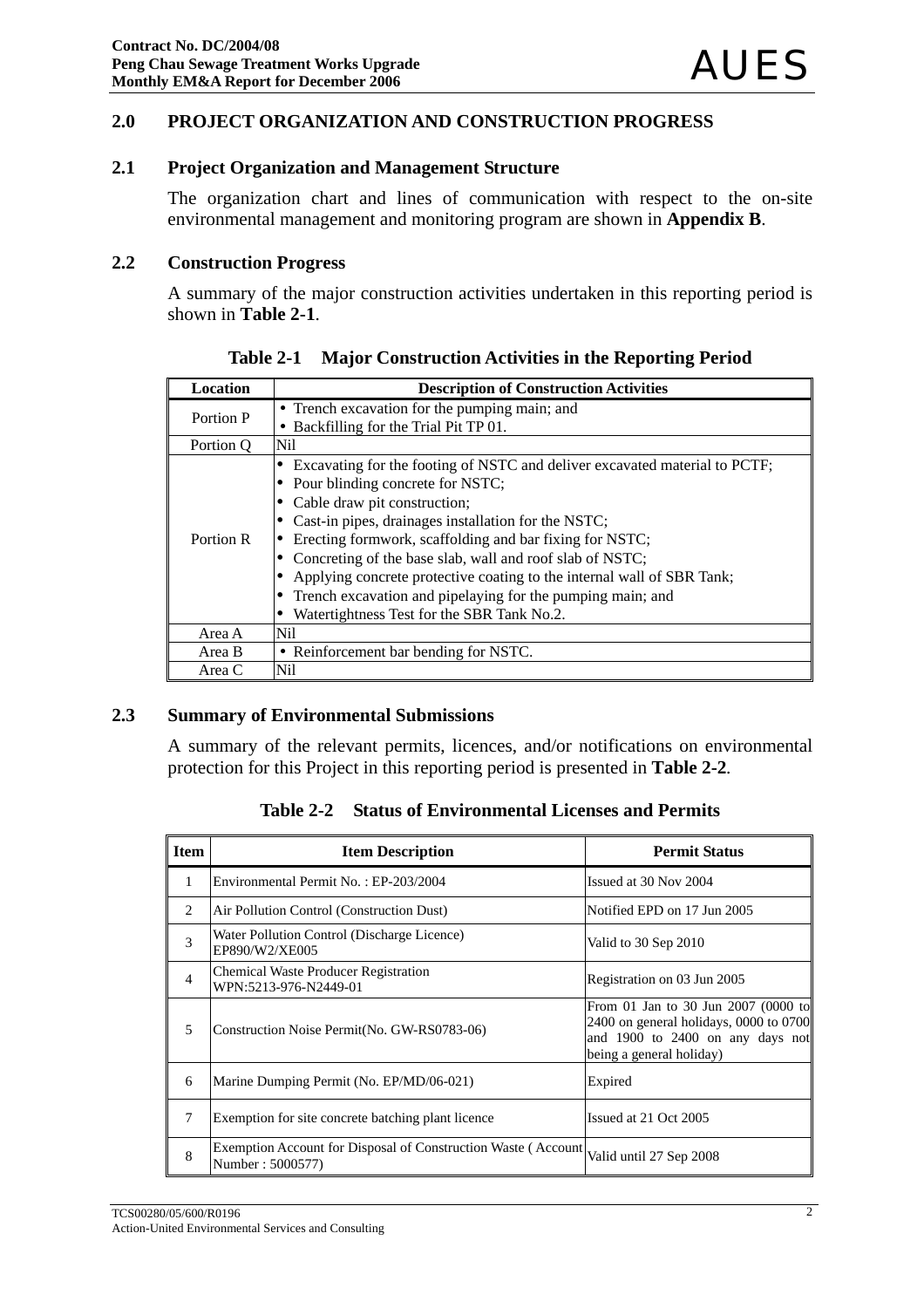## 2.0 PROJECT ORGANIZATION AND CONSTRUCTION PROGRESS

### 2.1 Project Organization and Management Structure

The organization chart and lines of communication with respect to the on-site environmental management and monitoring program are shown in **Appendix B**.

### 2.2 Construction Progress

A summary of the major construction activities undertaken in this reporting period is shown in **Table 2-1**.

**Table 2-1 Major Construction Activities in the Reporting Period**

| Location | Description of Construction Activities |
|---|---|
| Portion P | • Trench excavation for the pumping main; and<br>• Backfilling for the Trial Pit TP 01. |
| Portion Q | Nil |
| Portion R | • Excavating for the footing of NSTC and deliver excavated material to PCTF;<br>• Pour blinding concrete for NSTC;<br>• Cable draw pit construction;<br>• Cast-in pipes, drainages installation for the NSTC;<br>• Erecting formwork, scaffolding and bar fixing for NSTC;<br>• Concreting of the base slab, wall and roof slab of NSTC;<br>• Applying concrete protective coating to the internal wall of SBR Tank;<br>• Trench excavation and pipelaying for the pumping main; and<br>• Watertightness Test for the SBR Tank No.2. |
| Area A | Nil |
| Area B | • Reinforcement bar bending for NSTC. |
| Area C | Nil |

### 2.3 Summary of Environmental Submissions

A summary of the relevant permits, licences, and/or notifications on environmental protection for this Project in this reporting period is presented in **Table 2-2**.

**Table 2-2 Status of Environmental Licenses and Permits**

| Item | Item Description | Permit Status |
|---|---|---|
| 1 | Environmental Permit No. : EP-203/2004 | Issued at 30 Nov 2004 |
| 2 | Air Pollution Control (Construction Dust) | Notified EPD on 17 Jun 2005 |
| 3 | Water Pollution Control (Discharge Licence) EP890/W2/XE005 | Valid to 30 Sep 2010 |
| 4 | Chemical Waste Producer Registration WPN:5213-976-N2449-01 | Registration on 03 Jun 2005 |
| 5 | Construction Noise Permit(No. GW-RS0783-06) | From 01 Jan to 30 Jun 2007 (0000 to 2400 on general holidays, 0000 to 0700 and 1900 to 2400 on any days not being a general holiday) |
| 6 | Marine Dumping Permit (No. EP/MD/06-021) | Expired |
| 7 | Exemption for site concrete batching plant licence | Issued at 21 Oct 2005 |
| 8 | Exemption Account for Disposal of Construction Waste ( Account Number : 5000577) | Valid until 27 Sep 2008 |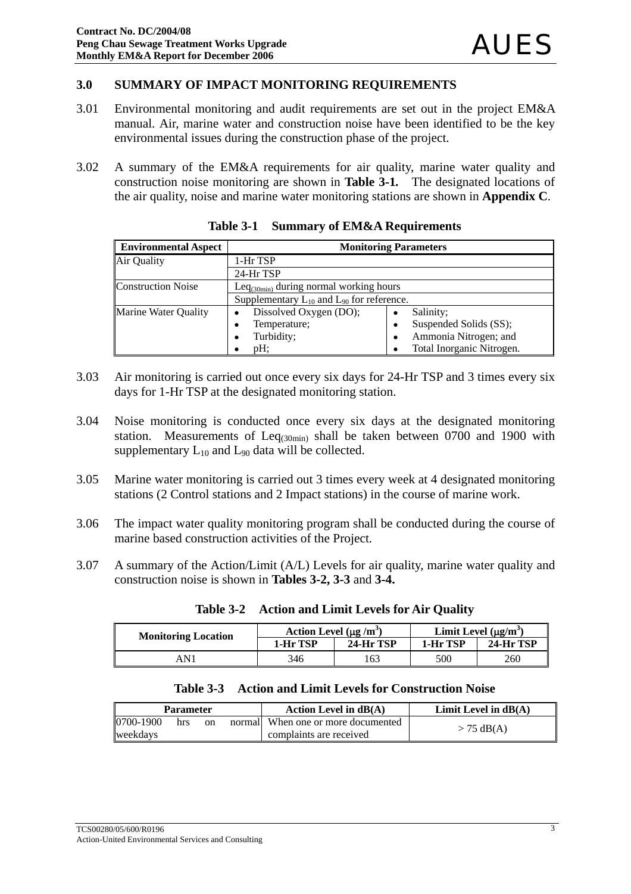## 3.0 SUMMARY OF IMPACT MONITORING REQUIREMENTS

3.01 Environmental monitoring and audit requirements are set out in the project EM&A manual. Air, marine water and construction noise have been identified to be the key environmental issues during the construction phase of the project.

3.02 A summary of the EM&A requirements for air quality, marine water quality and construction noise monitoring are shown in **Table 3-1.** The designated locations of the air quality, noise and marine water monitoring stations are shown in **Appendix C**.

**Table 3-1 Summary of EM&A Requirements**

| Environmental Aspect | Monitoring Parameters | |
|---|---|---|
| Air Quality | 1-Hr TSP | |
| | 24-Hr TSP | |
| Construction Noise | $Leq_{(30min)}$ during normal working hours | |
| | Supplementary $L_{10}$ and $L_{90}$ for reference. | |
| Marine Water Quality | • Dissolved Oxygen (DO);<br>• Temperature;<br>• Turbidity;<br>• pH; | • Salinity;<br>• Suspended Solids (SS);<br>• Ammonia Nitrogen; and<br>• Total Inorganic Nitrogen. |

3.03 Air monitoring is carried out once every six days for 24-Hr TSP and 3 times every six days for 1-Hr TSP at the designated monitoring station.

3.04 Noise monitoring is conducted once every six days at the designated monitoring station. Measurements of $Leq_{(30min)}$ shall be taken between 0700 and 1900 with supplementary $L_{10}$ and $L_{90}$ data will be collected.

3.05 Marine water monitoring is carried out 3 times every week at 4 designated monitoring stations (2 Control stations and 2 Impact stations) in the course of marine work.

3.06 The impact water quality monitoring program shall be conducted during the course of marine based construction activities of the Project.

3.07 A summary of the Action/Limit (A/L) Levels for air quality, marine water quality and construction noise is shown in **Tables 3-2, 3-3** and **3-4.**

**Table 3-2 Action and Limit Levels for Air Quality**

| Monitoring Location | Action Level (μg /m$^3$) | | Limit Level (μg/m$^3$) | |
|---|---|---|---|---|
| | 1-Hr TSP | 24-Hr TSP | 1-Hr TSP | 24-Hr TSP |
| AN1 | 346 | 163 | 500 | 260 |

**Table 3-3 Action and Limit Levels for Construction Noise**

| Parameter | Action Level in dB(A) | Limit Level in dB(A) |
|---|---|---|
| 0700-1900 hrs on normal weekdays | When one or more documented complaints are received | > 75 dB(A) |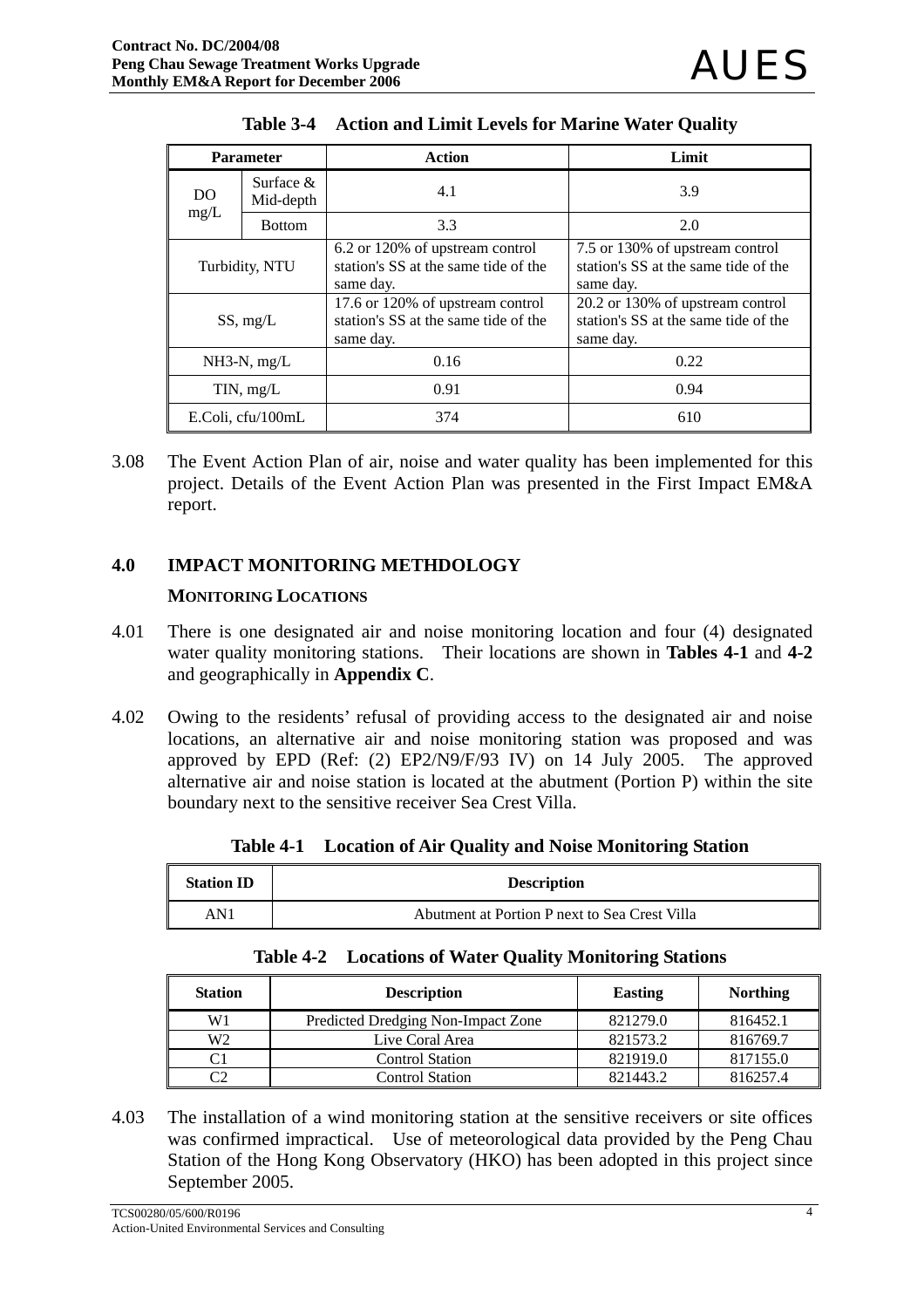**Table 3-4 Action and Limit Levels for Marine Water Quality**

| Parameter | | Action | Limit |
|---|---|---|---|
| DO mg/L | Surface & Mid-depth | 4.1 | 3.9 |
| | Bottom | 3.3 | 2.0 |
| Turbidity, NTU | | 6.2 or 120% of upstream control station's SS at the same tide of the same day. | 7.5 or 130% of upstream control station's SS at the same tide of the same day. |
| SS, mg/L | | 17.6 or 120% of upstream control station's SS at the same tide of the same day. | 20.2 or 130% of upstream control station's SS at the same tide of the same day. |
| NH3-N, mg/L | | 0.16 | 0.22 |
| TIN, mg/L | | 0.91 | 0.94 |
| E.Coli, cfu/100mL | | 374 | 610 |

3.08 The Event Action Plan of air, noise and water quality has been implemented for this project. Details of the Event Action Plan was presented in the First Impact EM&A report.

## 4.0 IMPACT MONITORING METHDOLOGY

### MONITORING LOCATIONS

4.01 There is one designated air and noise monitoring location and four (4) designated water quality monitoring stations. Their locations are shown in **Tables 4-1** and **4-2** and geographically in **Appendix C**.

4.02 Owing to the residents' refusal of providing access to the designated air and noise locations, an alternative air and noise monitoring station was proposed and was approved by EPD (Ref: (2) EP2/N9/F/93 IV) on 14 July 2005. The approved alternative air and noise station is located at the abutment (Portion P) within the site boundary next to the sensitive receiver Sea Crest Villa.

**Table 4-1 Location of Air Quality and Noise Monitoring Station**

| Station ID | Description |
|---|---|
| AN1 | Abutment at Portion P next to Sea Crest Villa |

**Table 4-2 Locations of Water Quality Monitoring Stations**

| Station | Description | Easting | Northing |
|---|---|---|---|
| W1 | Predicted Dredging Non-Impact Zone | 821279.0 | 816452.1 |
| W2 | Live Coral Area | 821573.2 | 816769.7 |
| C1 | Control Station | 821919.0 | 817155.0 |
| C2 | Control Station | 821443.2 | 816257.4 |

4.03 The installation of a wind monitoring station at the sensitive receivers or site offices was confirmed impractical. Use of meteorological data provided by the Peng Chau Station of the Hong Kong Observatory (HKO) has been adopted in this project since September 2005.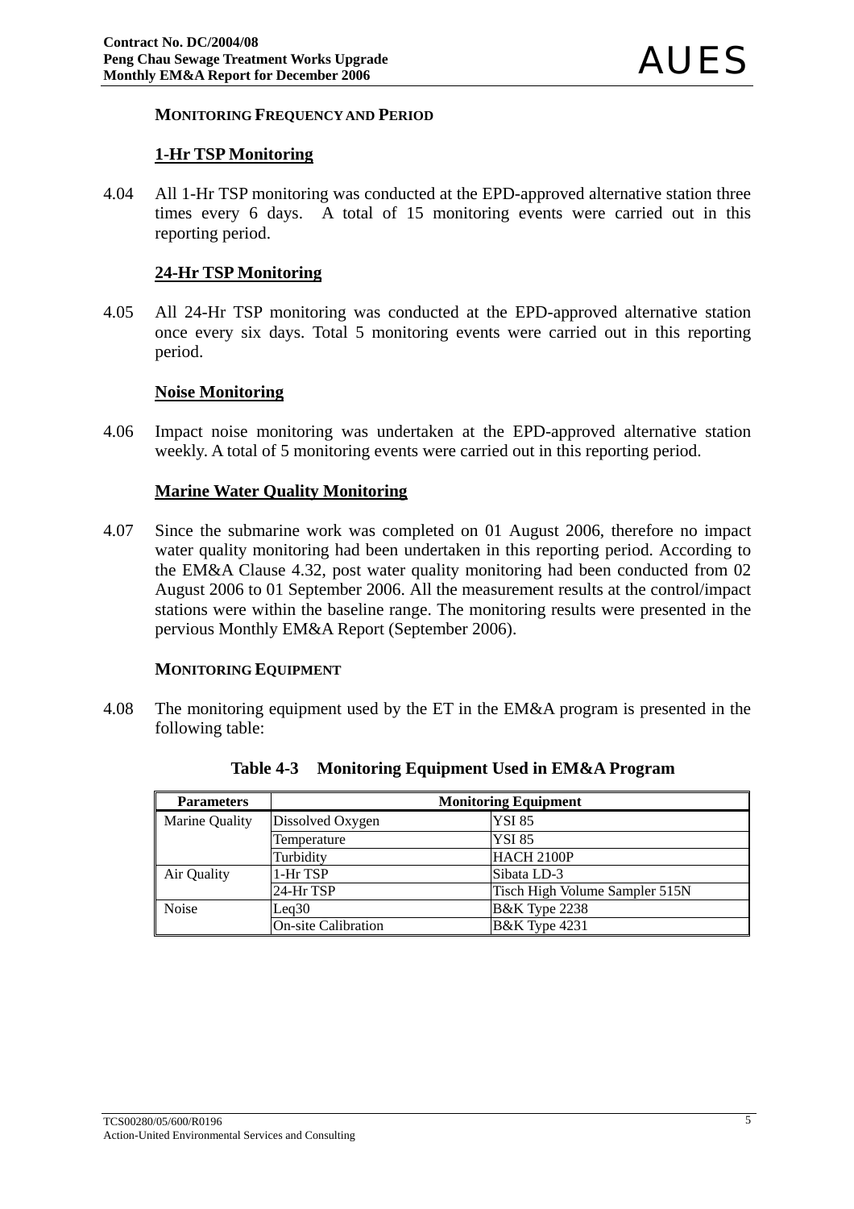### MONITORING FREQUENCY AND PERIOD

#### 1-Hr TSP Monitoring

4.04 All 1-Hr TSP monitoring was conducted at the EPD-approved alternative station three times every 6 days. A total of 15 monitoring events were carried out in this reporting period.

#### 24-Hr TSP Monitoring

4.05 All 24-Hr TSP monitoring was conducted at the EPD-approved alternative station once every six days. Total 5 monitoring events were carried out in this reporting period.

#### Noise Monitoring

4.06 Impact noise monitoring was undertaken at the EPD-approved alternative station weekly. A total of 5 monitoring events were carried out in this reporting period.

#### Marine Water Quality Monitoring

4.07 Since the submarine work was completed on 01 August 2006, therefore no impact water quality monitoring had been undertaken in this reporting period. According to the EM&A Clause 4.32, post water quality monitoring had been conducted from 02 August 2006 to 01 September 2006. All the measurement results at the control/impact stations were within the baseline range. The monitoring results were presented in the pervious Monthly EM&A Report (September 2006).

### MONITORING EQUIPMENT

4.08 The monitoring equipment used by the ET in the EM&A program is presented in the following table:

**Table 4-3 Monitoring Equipment Used in EM&A Program**

| Parameters | Monitoring Equipment | |
|---|---|---|
| Marine Quality | Dissolved Oxygen | YSI 85 |
| | Temperature | YSI 85 |
| | Turbidity | HACH 2100P |
| Air Quality | 1-Hr TSP | Sibata LD-3 |
| | 24-Hr TSP | Tisch High Volume Sampler 515N |
| Noise | Leq30 | B&K Type 2238 |
| | On-site Calibration | B&K Type 4231 |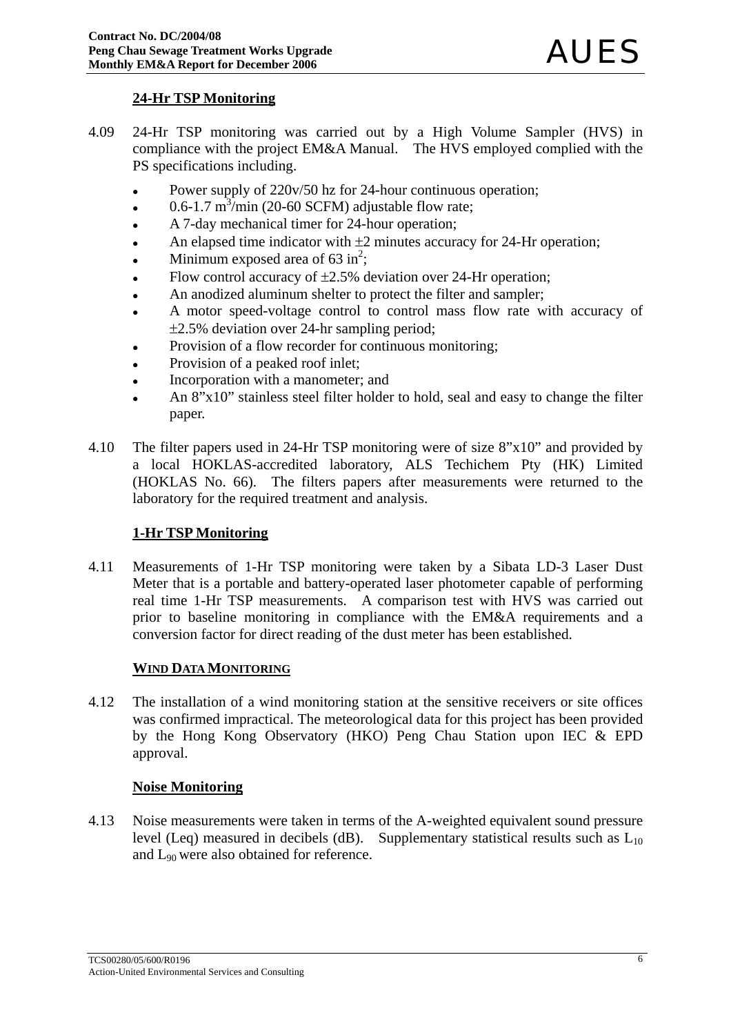### 24-Hr TSP Monitoring

4.09 24-Hr TSP monitoring was carried out by a High Volume Sampler (HVS) in compliance with the project EM&A Manual. The HVS employed complied with the PS specifications including.

- Power supply of 220v/50 hz for 24-hour continuous operation;
- 0.6-1.7 $m^3$/min (20-60 SCFM) adjustable flow rate;
- A 7-day mechanical timer for 24-hour operation;
- An elapsed time indicator with ±2 minutes accuracy for 24-Hr operation;
- Minimum exposed area of 63 $in^2$;
- Flow control accuracy of ±2.5% deviation over 24-Hr operation;
- An anodized aluminum shelter to protect the filter and sampler;
- A motor speed-voltage control to control mass flow rate with accuracy of ±2.5% deviation over 24-hr sampling period;
- Provision of a flow recorder for continuous monitoring;
- Provision of a peaked roof inlet;
- Incorporation with a manometer; and
- An 8"x10" stainless steel filter holder to hold, seal and easy to change the filter paper.

4.10 The filter papers used in 24-Hr TSP monitoring were of size 8"x10" and provided by a local HOKLAS-accredited laboratory, ALS Techichem Pty (HK) Limited (HOKLAS No. 66). The filters papers after measurements were returned to the laboratory for the required treatment and analysis.

### 1-Hr TSP Monitoring

4.11 Measurements of 1-Hr TSP monitoring were taken by a Sibata LD-3 Laser Dust Meter that is a portable and battery-operated laser photometer capable of performing real time 1-Hr TSP measurements. A comparison test with HVS was carried out prior to baseline monitoring in compliance with the EM&A requirements and a conversion factor for direct reading of the dust meter has been established.

### WIND DATA MONITORING

4.12 The installation of a wind monitoring station at the sensitive receivers or site offices was confirmed impractical. The meteorological data for this project has been provided by the Hong Kong Observatory (HKO) Peng Chau Station upon IEC & EPD approval.

### Noise Monitoring

4.13 Noise measurements were taken in terms of the A-weighted equivalent sound pressure level (Leq) measured in decibels (dB). Supplementary statistical results such as $L_{10}$ and $L_{90}$ were also obtained for reference.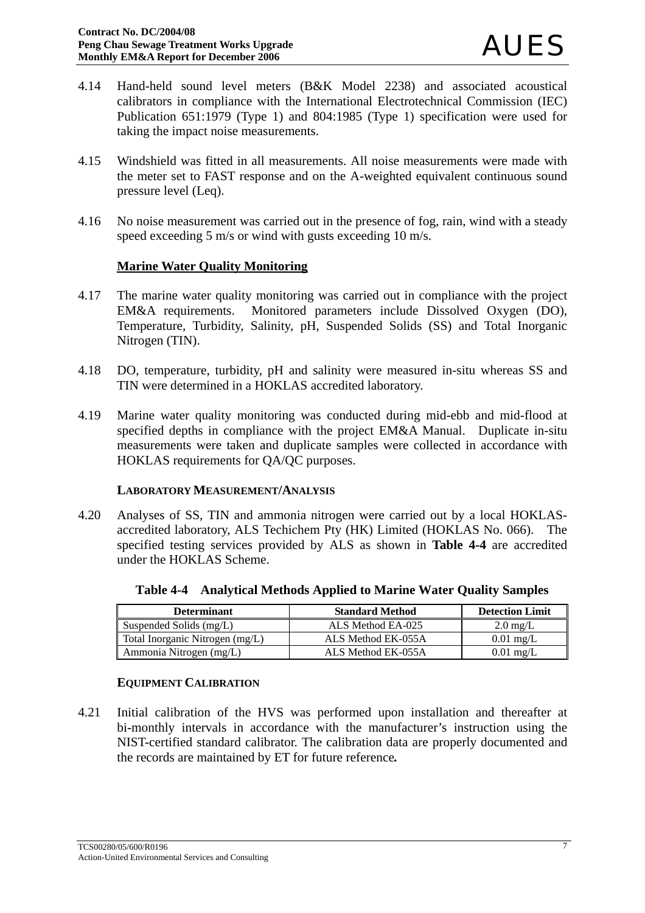4.14 Hand-held sound level meters (B&K Model 2238) and associated acoustical calibrators in compliance with the International Electrotechnical Commission (IEC) Publication 651:1979 (Type 1) and 804:1985 (Type 1) specification were used for taking the impact noise measurements.

4.15 Windshield was fitted in all measurements. All noise measurements were made with the meter set to FAST response and on the A-weighted equivalent continuous sound pressure level (Leq).

4.16 No noise measurement was carried out in the presence of fog, rain, wind with a steady speed exceeding 5 m/s or wind with gusts exceeding 10 m/s.

**Marine Water Quality Monitoring**

4.17 The marine water quality monitoring was carried out in compliance with the project EM&A requirements. Monitored parameters include Dissolved Oxygen (DO), Temperature, Turbidity, Salinity, pH, Suspended Solids (SS) and Total Inorganic Nitrogen (TIN).

4.18 DO, temperature, turbidity, pH and salinity were measured in-situ whereas SS and TIN were determined in a HOKLAS accredited laboratory.

4.19 Marine water quality monitoring was conducted during mid-ebb and mid-flood at specified depths in compliance with the project EM&A Manual. Duplicate in-situ measurements were taken and duplicate samples were collected in accordance with HOKLAS requirements for QA/QC purposes.

**LABORATORY MEASUREMENT/ANALYSIS**

4.20 Analyses of SS, TIN and ammonia nitrogen were carried out by a local HOKLAS-accredited laboratory, ALS Techichem Pty (HK) Limited (HOKLAS No. 066). The specified testing services provided by ALS as shown in **Table 4-4** are accredited under the HOKLAS Scheme.

**Table 4-4 Analytical Methods Applied to Marine Water Quality Samples**

| Determinant | Standard Method | Detection Limit |
|---|---|---|
| Suspended Solids (mg/L) | ALS Method EA-025 | 2.0 mg/L |
| Total Inorganic Nitrogen (mg/L) | ALS Method EK-055A | 0.01 mg/L |
| Ammonia Nitrogen (mg/L) | ALS Method EK-055A | 0.01 mg/L |

**EQUIPMENT CALIBRATION**

4.21 Initial calibration of the HVS was performed upon installation and thereafter at bi-monthly intervals in accordance with the manufacturer's instruction using the NIST-certified standard calibrator. The calibration data are properly documented and the records are maintained by ET for future reference**.**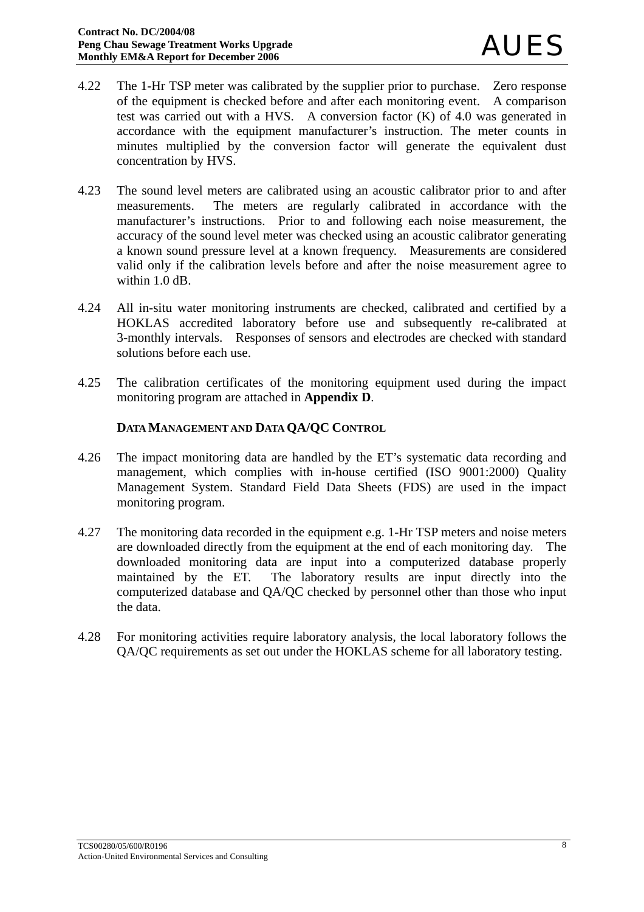4.22 The 1-Hr TSP meter was calibrated by the supplier prior to purchase. Zero response of the equipment is checked before and after each monitoring event. A comparison test was carried out with a HVS. A conversion factor (K) of 4.0 was generated in accordance with the equipment manufacturer's instruction. The meter counts in minutes multiplied by the conversion factor will generate the equivalent dust concentration by HVS.

4.23 The sound level meters are calibrated using an acoustic calibrator prior to and after measurements. The meters are regularly calibrated in accordance with the manufacturer's instructions. Prior to and following each noise measurement, the accuracy of the sound level meter was checked using an acoustic calibrator generating a known sound pressure level at a known frequency. Measurements are considered valid only if the calibration levels before and after the noise measurement agree to within 1.0 dB.

4.24 All in-situ water monitoring instruments are checked, calibrated and certified by a HOKLAS accredited laboratory before use and subsequently re-calibrated at 3-monthly intervals. Responses of sensors and electrodes are checked with standard solutions before each use.

4.25 The calibration certificates of the monitoring equipment used during the impact monitoring program are attached in **Appendix D**.

### DATA MANAGEMENT AND DATA QA/QC CONTROL

4.26 The impact monitoring data are handled by the ET's systematic data recording and management, which complies with in-house certified (ISO 9001:2000) Quality Management System. Standard Field Data Sheets (FDS) are used in the impact monitoring program.

4.27 The monitoring data recorded in the equipment e.g. 1-Hr TSP meters and noise meters are downloaded directly from the equipment at the end of each monitoring day. The downloaded monitoring data are input into a computerized database properly maintained by the ET. The laboratory results are input directly into the computerized database and QA/QC checked by personnel other than those who input the data.

4.28 For monitoring activities require laboratory analysis, the local laboratory follows the QA/QC requirements as set out under the HOKLAS scheme for all laboratory testing.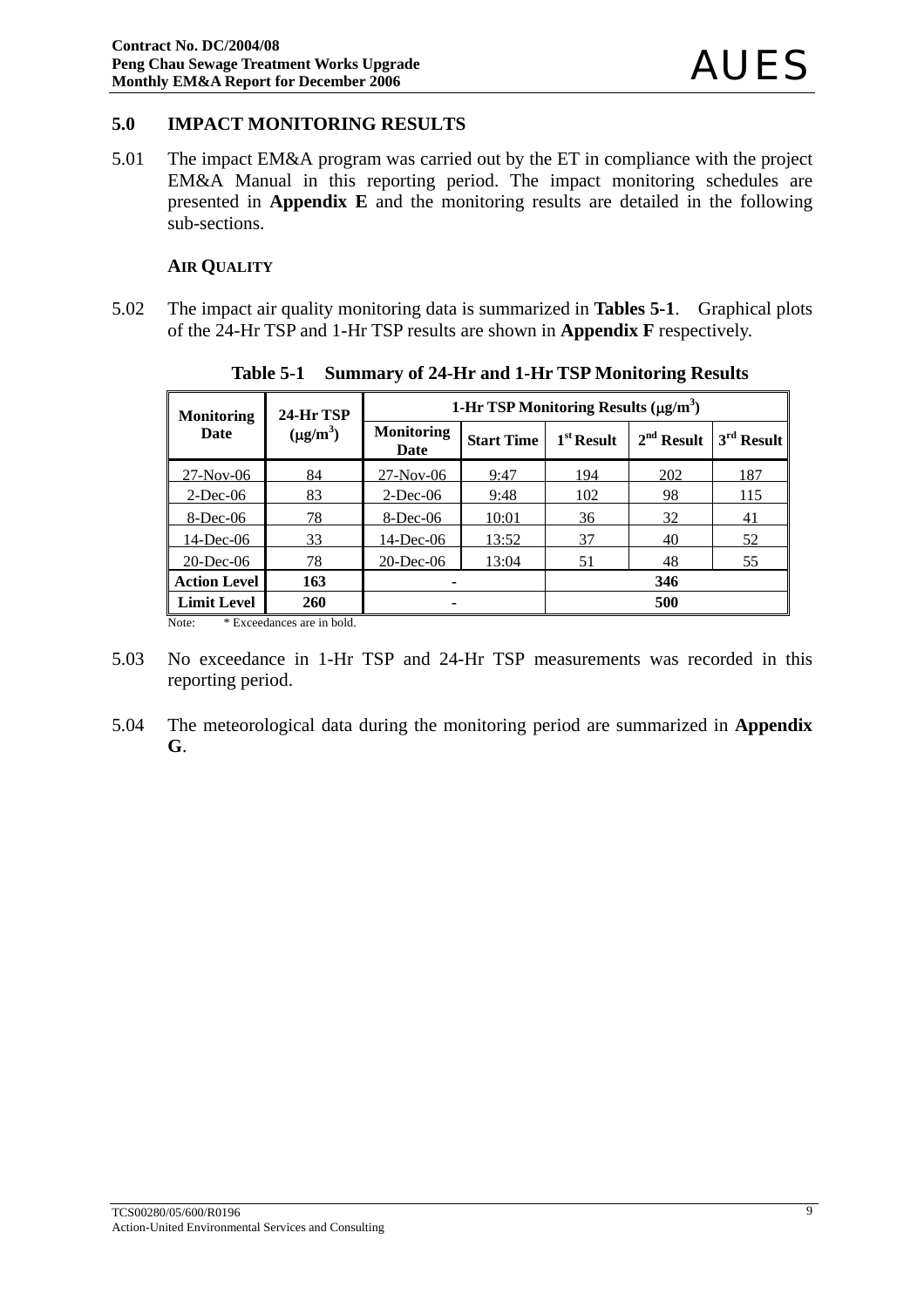## 5.0 IMPACT MONITORING RESULTS

5.01 The impact EM&A program was carried out by the ET in compliance with the project EM&A Manual in this reporting period. The impact monitoring schedules are presented in **Appendix E** and the monitoring results are detailed in the following sub-sections.

### AIR QUALITY

5.02 The impact air quality monitoring data is summarized in **Tables 5-1**. Graphical plots of the 24-Hr TSP and 1-Hr TSP results are shown in **Appendix F** respectively.

**Table 5-1 Summary of 24-Hr and 1-Hr TSP Monitoring Results**

| Monitoring Date | 24-Hr TSP ($\mu g/m^3$) | 1-Hr TSP Monitoring Results ($\mu g/m^3$) | | | | |
|---|---|---|---|---|---|---|
| | | Monitoring Date | Start Time | 1st Result | 2nd Result | 3rd Result |
| 27-Nov-06 | 84 | 27-Nov-06 | 9:47 | 194 | 202 | 187 |
| 2-Dec-06 | 83 | 2-Dec-06 | 9:48 | 102 | 98 | 115 |
| 8-Dec-06 | 78 | 8-Dec-06 | 10:01 | 36 | 32 | 41 |
| 14-Dec-06 | 33 | 14-Dec-06 | 13:52 | 37 | 40 | 52 |
| 20-Dec-06 | 78 | 20-Dec-06 | 13:04 | 51 | 48 | 55 |
| **Action Level** | **163** | - | | **346** | | |
| **Limit Level** | **260** | - | | **500** | | |

Note: * Exceedances are in bold.

5.03 No exceedance in 1-Hr TSP and 24-Hr TSP measurements was recorded in this reporting period.

5.04 The meteorological data during the monitoring period are summarized in **Appendix G**.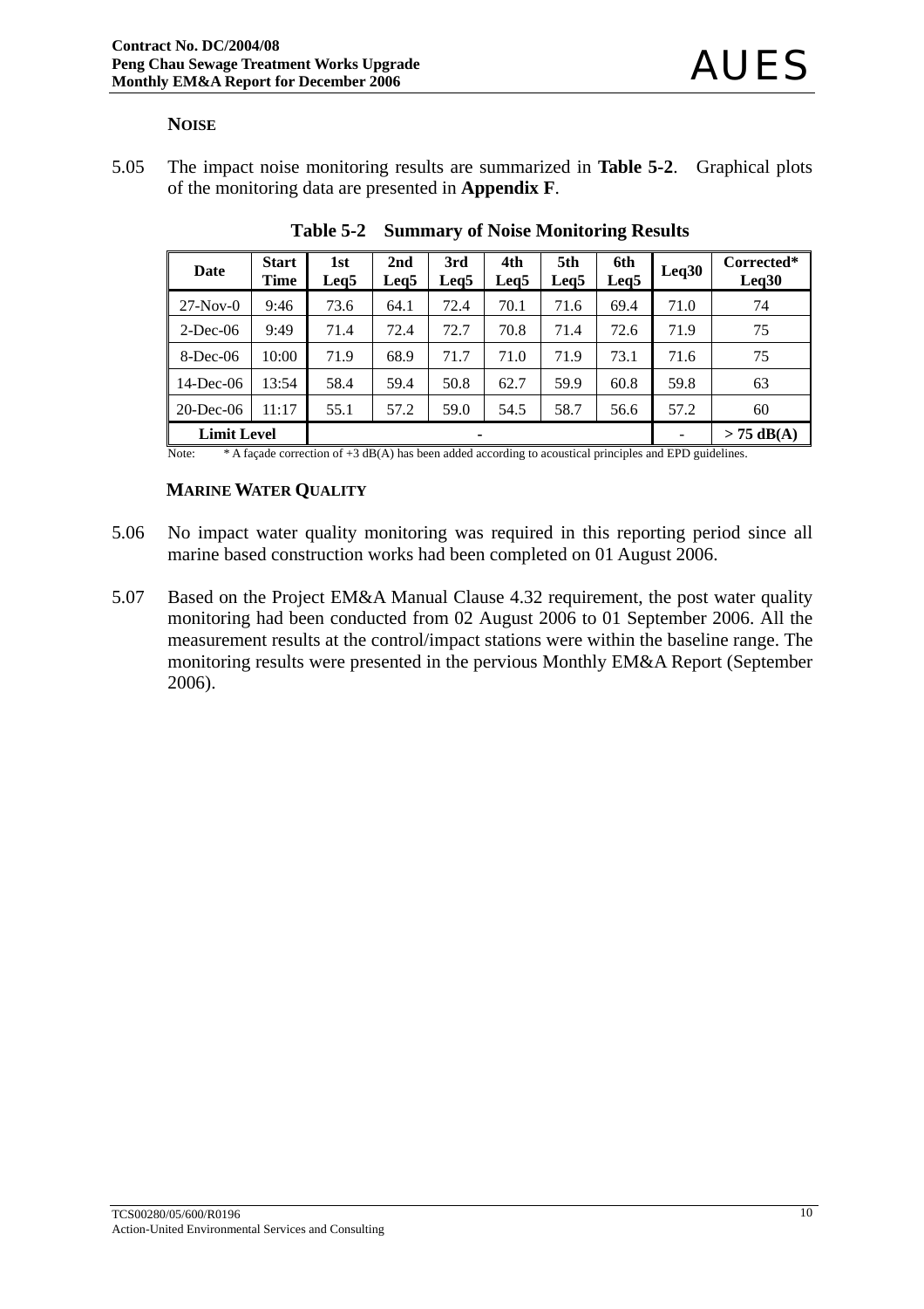## NOISE

5.05 The impact noise monitoring results are summarized in **Table 5-2**. Graphical plots of the monitoring data are presented in **Appendix F**.

**Table 5-2 Summary of Noise Monitoring Results**

| Date | Start Time | 1st Leq5 | 2nd Leq5 | 3rd Leq5 | 4th Leq5 | 5th Leq5 | 6th Leq5 | Leq30 | Corrected* Leq30 |
|---|---|---|---|---|---|---|---|---|---|
| 27-Nov-0 | 9:46 | 73.6 | 64.1 | 72.4 | 70.1 | 71.6 | 69.4 | 71.0 | 74 |
| 2-Dec-06 | 9:49 | 71.4 | 72.4 | 72.7 | 70.8 | 71.4 | 72.6 | 71.9 | 75 |
| 8-Dec-06 | 10:00 | 71.9 | 68.9 | 71.7 | 71.0 | 71.9 | 73.1 | 71.6 | 75 |
| 14-Dec-06 | 13:54 | 58.4 | 59.4 | 50.8 | 62.7 | 59.9 | 60.8 | 59.8 | 63 |
| 20-Dec-06 | 11:17 | 55.1 | 57.2 | 59.0 | 54.5 | 58.7 | 56.6 | 57.2 | 60 |
| **Limit Level** | | - | | | | | | - | **> 75 dB(A)** |

Note: * A façade correction of +3 dB(A) has been added according to acoustical principles and EPD guidelines.

## MARINE WATER QUALITY

5.06 No impact water quality monitoring was required in this reporting period since all marine based construction works had been completed on 01 August 2006.

5.07 Based on the Project EM&A Manual Clause 4.32 requirement, the post water quality monitoring had been conducted from 02 August 2006 to 01 September 2006. All the measurement results at the control/impact stations were within the baseline range. The monitoring results were presented in the pervious Monthly EM&A Report (September 2006).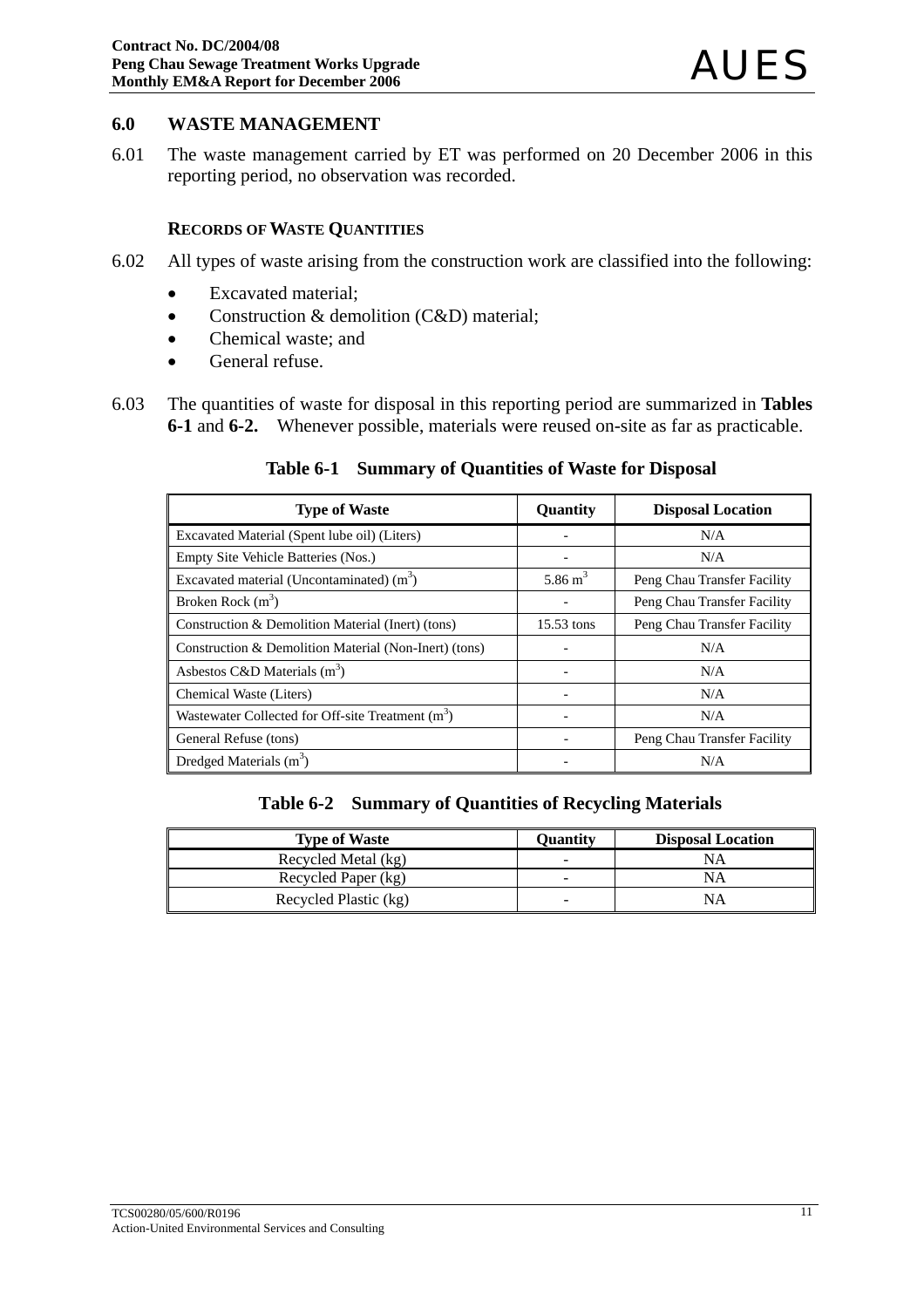## 6.0 WASTE MANAGEMENT

6.01 The waste management carried by ET was performed on 20 December 2006 in this reporting period, no observation was recorded.

### RECORDS OF WASTE QUANTITIES

6.02 All types of waste arising from the construction work are classified into the following:

- Excavated material;
- Construction & demolition (C&D) material;
- Chemical waste; and
- General refuse.

6.03 The quantities of waste for disposal in this reporting period are summarized in **Tables 6-1** and **6-2.** Whenever possible, materials were reused on-site as far as practicable.

**Table 6-1 Summary of Quantities of Waste for Disposal**

| Type of Waste | Quantity | Disposal Location |
|---|---|---|
| Excavated Material (Spent lube oil) (Liters) | - | N/A |
| Empty Site Vehicle Batteries (Nos.) | - | N/A |
| Excavated material (Uncontaminated) ($m^3$) | 5.86 $m^3$ | Peng Chau Transfer Facility |
| Broken Rock ($m^3$) | - | Peng Chau Transfer Facility |
| Construction & Demolition Material (Inert) (tons) | 15.53 tons | Peng Chau Transfer Facility |
| Construction & Demolition Material (Non-Inert) (tons) | - | N/A |
| Asbestos C&D Materials ($m^3$) | - | N/A |
| Chemical Waste (Liters) | - | N/A |
| Wastewater Collected for Off-site Treatment ($m^3$) | - | N/A |
| General Refuse (tons) | - | Peng Chau Transfer Facility |
| Dredged Materials ($m^3$) | - | N/A |

**Table 6-2 Summary of Quantities of Recycling Materials**

| Type of Waste | Quantity | Disposal Location |
|---|---|---|
| Recycled Metal (kg) | - | NA |
| Recycled Paper (kg) | - | NA |
| Recycled Plastic (kg) | - | NA |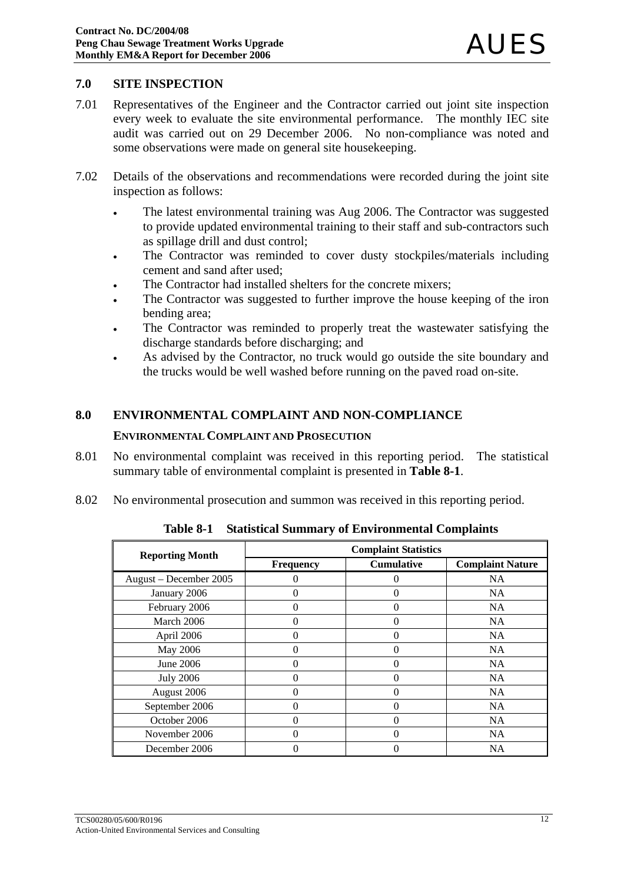## 7.0 SITE INSPECTION

7.01 Representatives of the Engineer and the Contractor carried out joint site inspection every week to evaluate the site environmental performance. The monthly IEC site audit was carried out on 29 December 2006. No non-compliance was noted and some observations were made on general site housekeeping.

7.02 Details of the observations and recommendations were recorded during the joint site inspection as follows:

- The latest environmental training was Aug 2006. The Contractor was suggested to provide updated environmental training to their staff and sub-contractors such as spillage drill and dust control;
- The Contractor was reminded to cover dusty stockpiles/materials including cement and sand after used;
- The Contractor had installed shelters for the concrete mixers;
- The Contractor was suggested to further improve the house keeping of the iron bending area;
- The Contractor was reminded to properly treat the wastewater satisfying the discharge standards before discharging; and
- As advised by the Contractor, no truck would go outside the site boundary and the trucks would be well washed before running on the paved road on-site.

## 8.0 ENVIRONMENTAL COMPLAINT AND NON-COMPLIANCE

### ENVIRONMENTAL COMPLAINT AND PROSECUTION

8.01 No environmental complaint was received in this reporting period. The statistical summary table of environmental complaint is presented in **Table 8-1**.

8.02 No environmental prosecution and summon was received in this reporting period.

**Table 8-1 Statistical Summary of Environmental Complaints**

| Reporting Month | Complaint Statistics | | |
|---|---|---|---|
| | Frequency | Cumulative | Complaint Nature |
| August – December 2005 | 0 | 0 | NA |
| January 2006 | 0 | 0 | NA |
| February 2006 | 0 | 0 | NA |
| March 2006 | 0 | 0 | NA |
| April 2006 | 0 | 0 | NA |
| May 2006 | 0 | 0 | NA |
| June 2006 | 0 | 0 | NA |
| July 2006 | 0 | 0 | NA |
| August 2006 | 0 | 0 | NA |
| September 2006 | 0 | 0 | NA |
| October 2006 | 0 | 0 | NA |
| November 2006 | 0 | 0 | NA |
| December 2006 | 0 | 0 | NA |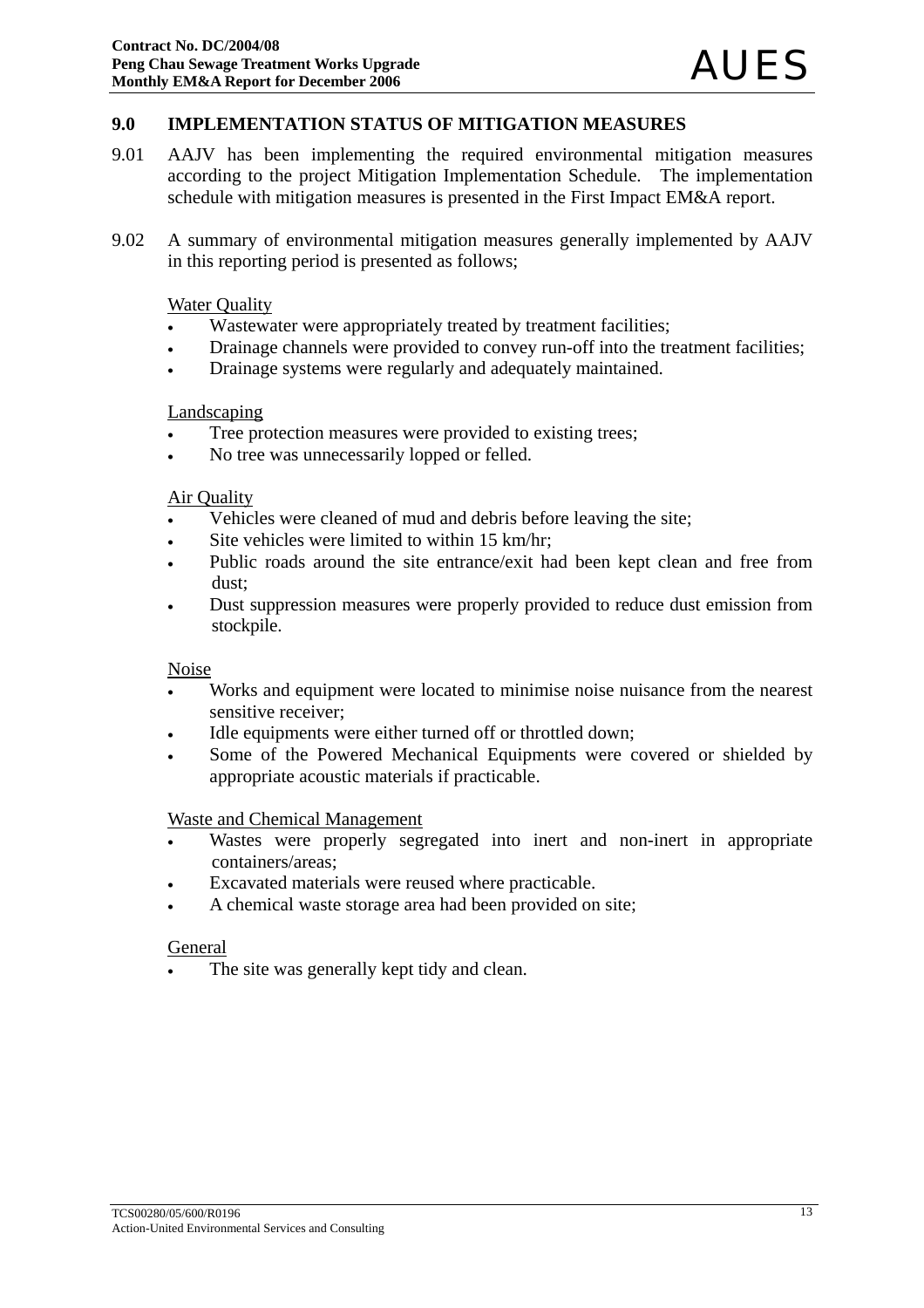## 9.0 IMPLEMENTATION STATUS OF MITIGATION MEASURES

9.01 AAJV has been implementing the required environmental mitigation measures according to the project Mitigation Implementation Schedule. The implementation schedule with mitigation measures is presented in the First Impact EM&A report.

9.02 A summary of environmental mitigation measures generally implemented by AAJV in this reporting period is presented as follows;

Water Quality

- Wastewater were appropriately treated by treatment facilities;
- Drainage channels were provided to convey run-off into the treatment facilities;
- Drainage systems were regularly and adequately maintained.

Landscaping

- Tree protection measures were provided to existing trees;
- No tree was unnecessarily lopped or felled.

Air Quality

- Vehicles were cleaned of mud and debris before leaving the site;
- Site vehicles were limited to within 15 km/hr;
- Public roads around the site entrance/exit had been kept clean and free from dust;
- Dust suppression measures were properly provided to reduce dust emission from stockpile.

Noise

- Works and equipment were located to minimise noise nuisance from the nearest sensitive receiver;
- Idle equipments were either turned off or throttled down;
- Some of the Powered Mechanical Equipments were covered or shielded by appropriate acoustic materials if practicable.

Waste and Chemical Management

- Wastes were properly segregated into inert and non-inert in appropriate containers/areas;
- Excavated materials were reused where practicable.
- A chemical waste storage area had been provided on site;

General

- The site was generally kept tidy and clean.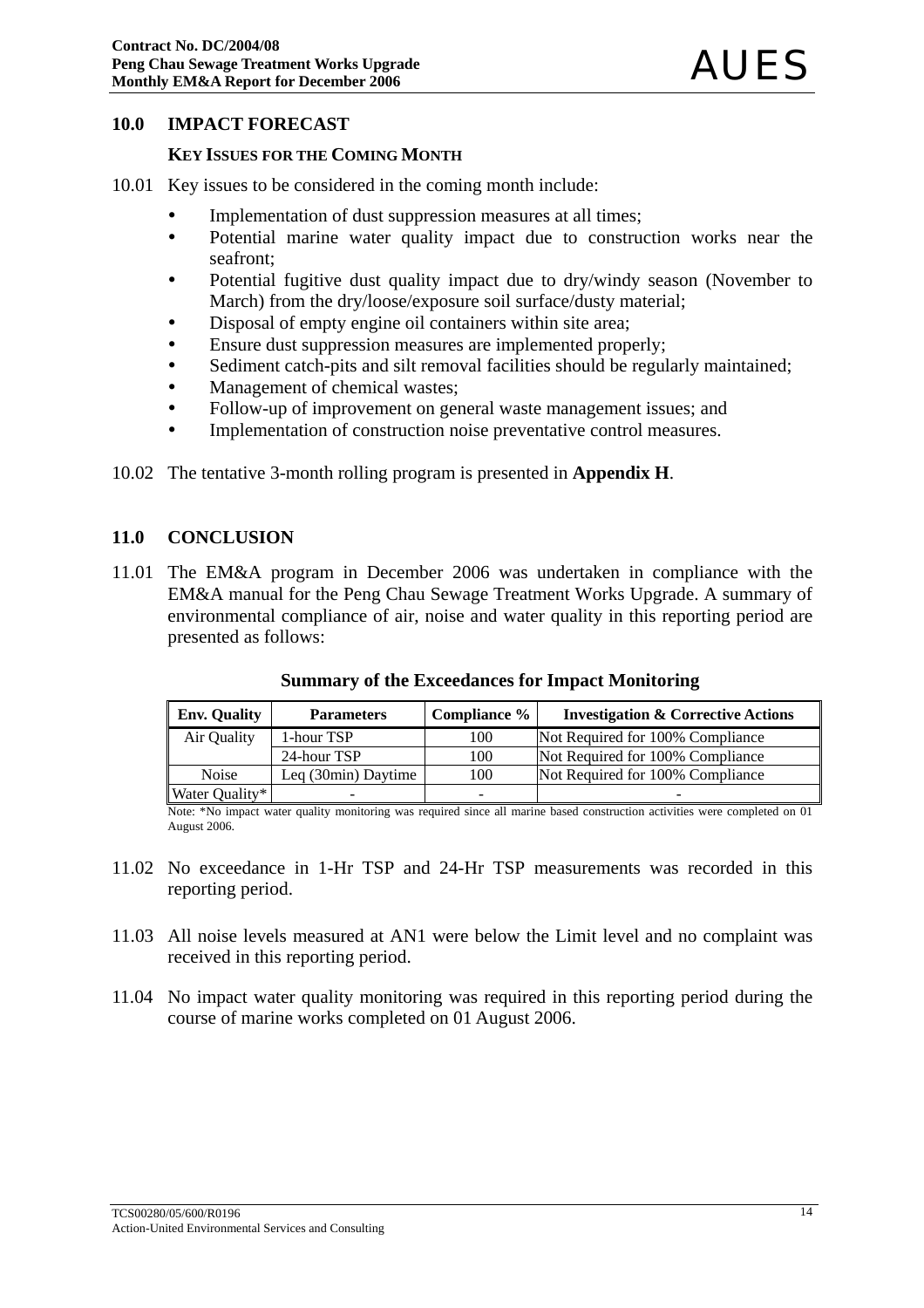## 10.0 IMPACT FORECAST

### KEY ISSUES FOR THE COMING MONTH

10.01 Key issues to be considered in the coming month include:

- Implementation of dust suppression measures at all times;
- Potential marine water quality impact due to construction works near the seafront;
- Potential fugitive dust quality impact due to dry/windy season (November to March) from the dry/loose/exposure soil surface/dusty material;
- Disposal of empty engine oil containers within site area;
- Ensure dust suppression measures are implemented properly;
- Sediment catch-pits and silt removal facilities should be regularly maintained;
- Management of chemical wastes;
- Follow-up of improvement on general waste management issues; and
- Implementation of construction noise preventative control measures.

10.02 The tentative 3-month rolling program is presented in **Appendix H**.

## 11.0 CONCLUSION

11.01 The EM&A program in December 2006 was undertaken in compliance with the EM&A manual for the Peng Chau Sewage Treatment Works Upgrade. A summary of environmental compliance of air, noise and water quality in this reporting period are presented as follows:

**Summary of the Exceedances for Impact Monitoring**

| Env. Quality | Parameters | Compliance % | Investigation & Corrective Actions |
|---|---|---|---|
| Air Quality | 1-hour TSP | 100 | Not Required for 100% Compliance |
| | 24-hour TSP | 100 | Not Required for 100% Compliance |
| Noise | Leq (30min) Daytime | 100 | Not Required for 100% Compliance |
| Water Quality* | - | - | - |

Note: *No impact water quality monitoring was required since all marine based construction activities were completed on 01 August 2006.

11.02 No exceedance in 1-Hr TSP and 24-Hr TSP measurements was recorded in this reporting period.

11.03 All noise levels measured at AN1 were below the Limit level and no complaint was received in this reporting period.

11.04 No impact water quality monitoring was required in this reporting period during the course of marine works completed on 01 August 2006.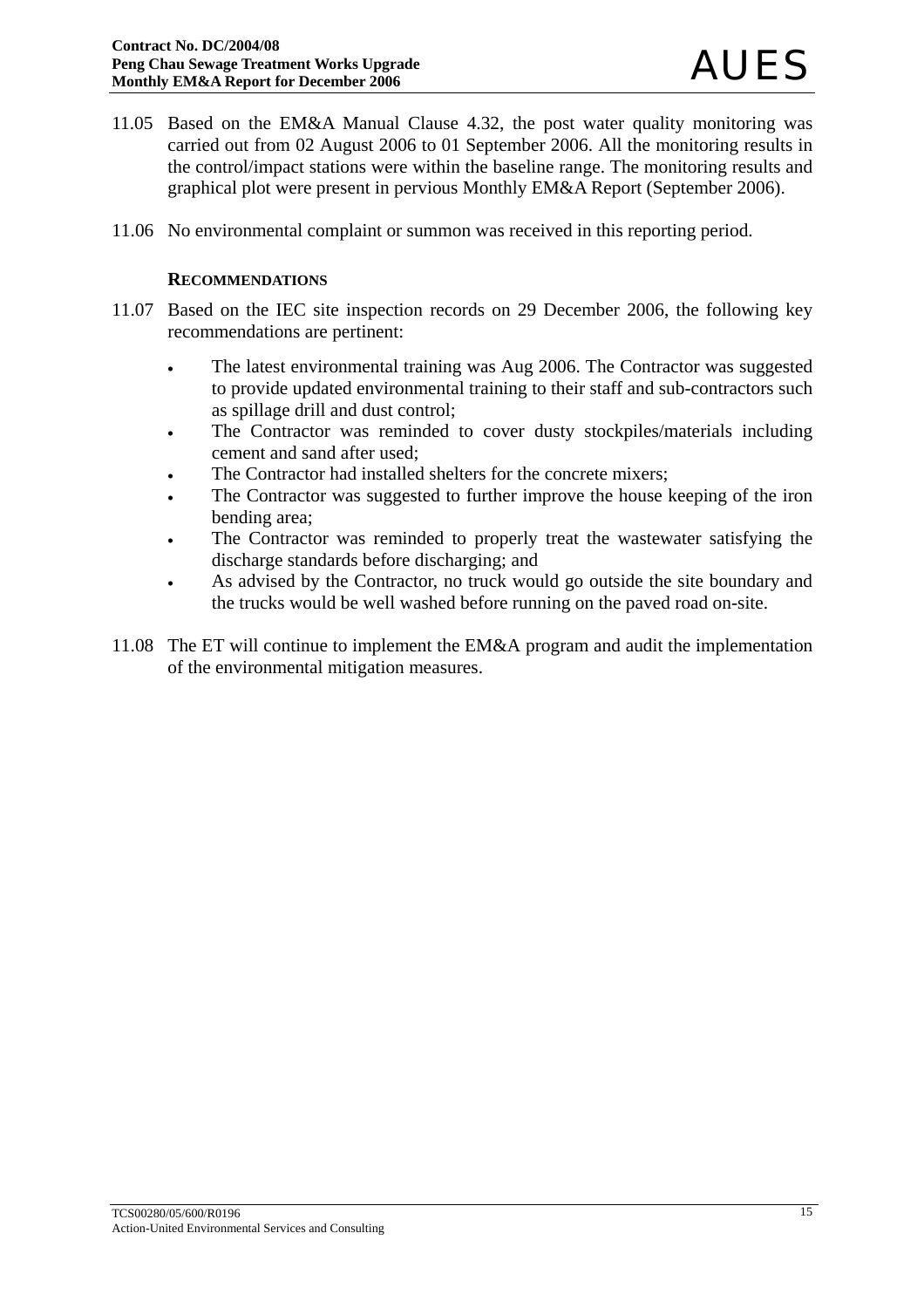11.05 Based on the EM&A Manual Clause 4.32, the post water quality monitoring was carried out from 02 August 2006 to 01 September 2006. All the monitoring results in the control/impact stations were within the baseline range. The monitoring results and graphical plot were present in pervious Monthly EM&A Report (September 2006).

11.06 No environmental complaint or summon was received in this reporting period.

### RECOMMENDATIONS

11.07 Based on the IEC site inspection records on 29 December 2006, the following key recommendations are pertinent:

- The latest environmental training was Aug 2006. The Contractor was suggested to provide updated environmental training to their staff and sub-contractors such as spillage drill and dust control;
- The Contractor was reminded to cover dusty stockpiles/materials including cement and sand after used;
- The Contractor had installed shelters for the concrete mixers;
- The Contractor was suggested to further improve the house keeping of the iron bending area;
- The Contractor was reminded to properly treat the wastewater satisfying the discharge standards before discharging; and
- As advised by the Contractor, no truck would go outside the site boundary and the trucks would be well washed before running on the paved road on-site.

11.08 The ET will continue to implement the EM&A program and audit the implementation of the environmental mitigation measures.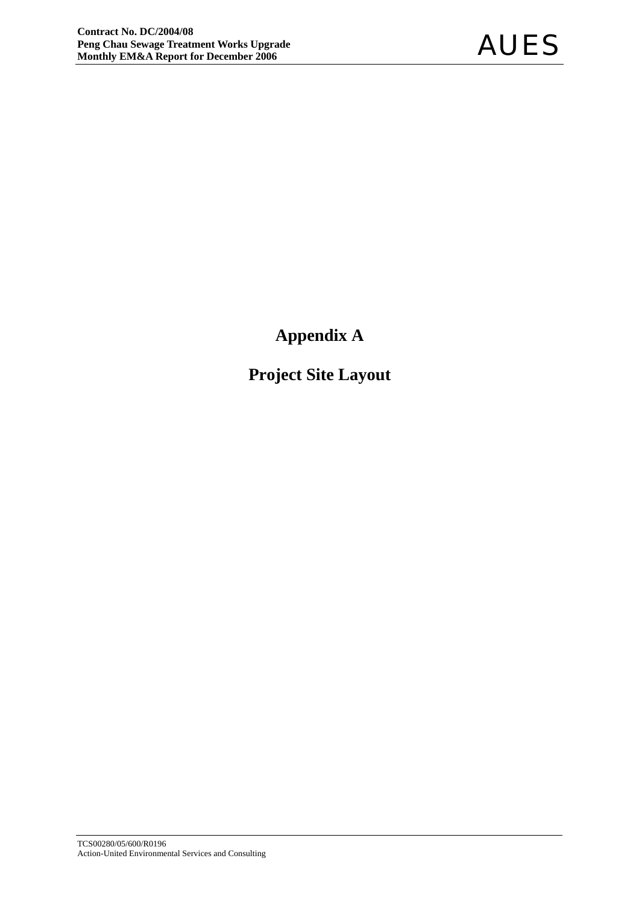# Appendix A

# Project Site Layout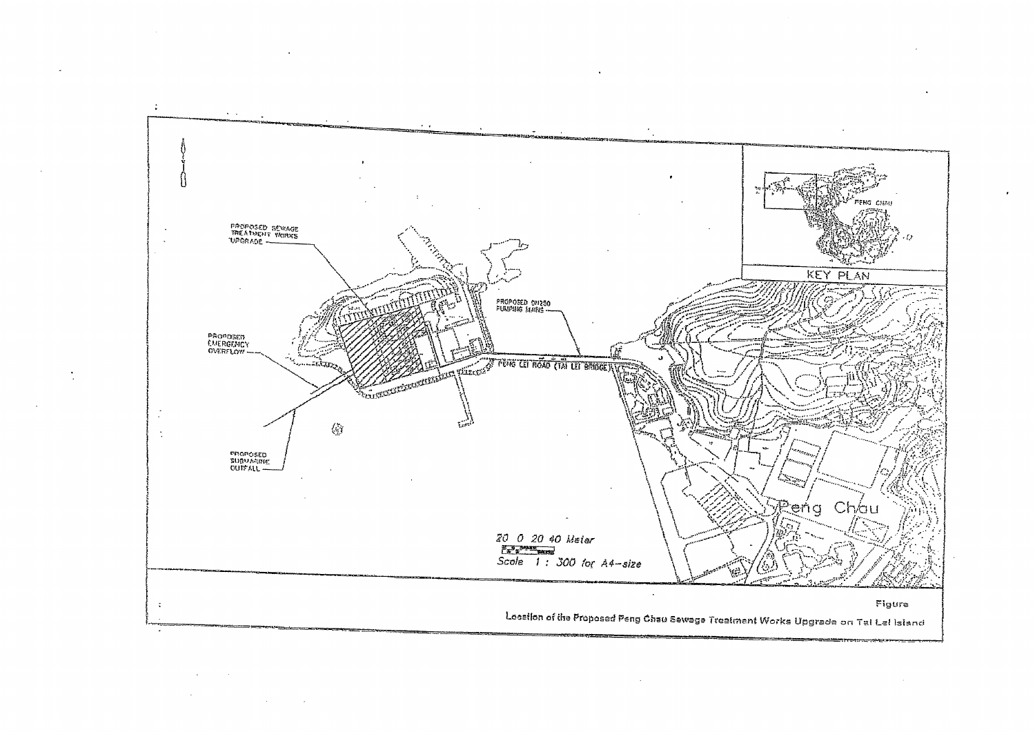PROPOSED SEWAGE TREATMENT WORKS UPGRADE

PROPOSED DN250 PUMPING MAINS

PROPOSED EMERGENCY OVERFLOW

PENG LEI ROAD (TAI LEI BRIDGE)

PROPOSED SUBMARINE OUTFALL

KEY PLAN

PENG CHAU

Peng Chau

20 0 20 40 Meter

Scale 1 : 300 for A4-size

Figure

Location of the Proposed Peng Chau Sewage Treatment Works Upgrade on Tai Lei Island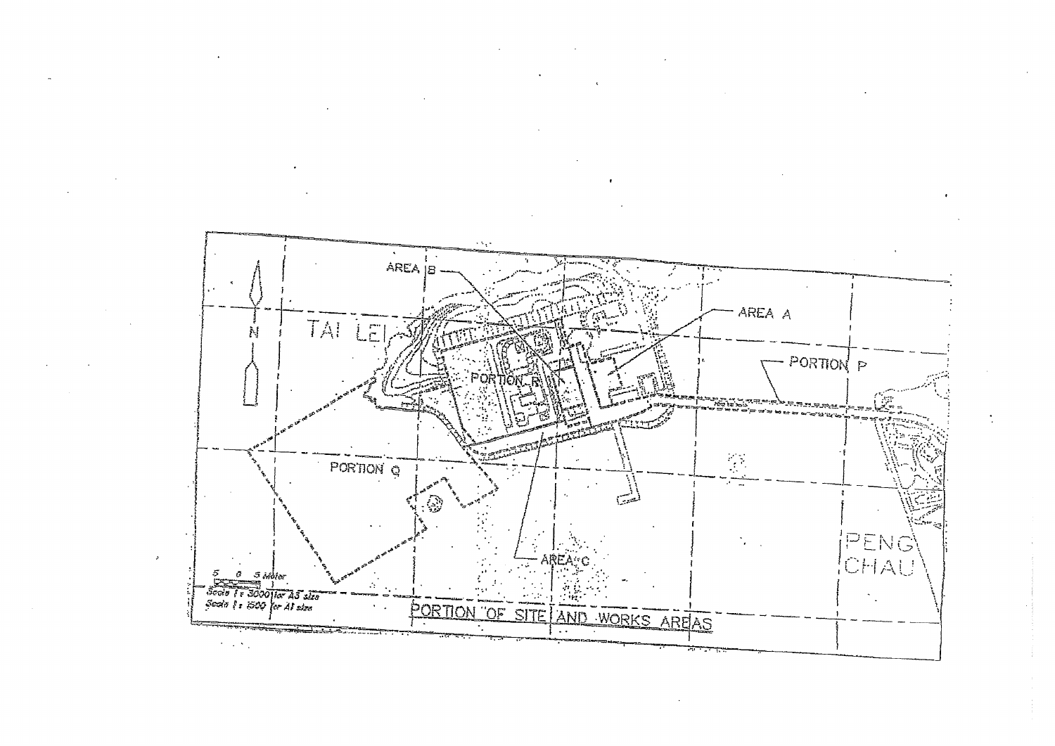AREA B

TAI LEI

AREA A

PORTION R

PORTION P

PORTION Q

AREA C

PENG CHAU

N

5 0 5 Meter

Scale 1 : 3000 for A3 size

Scale 1 : 1500 for A1 size

PORTION OF SITE AND WORKS AREAS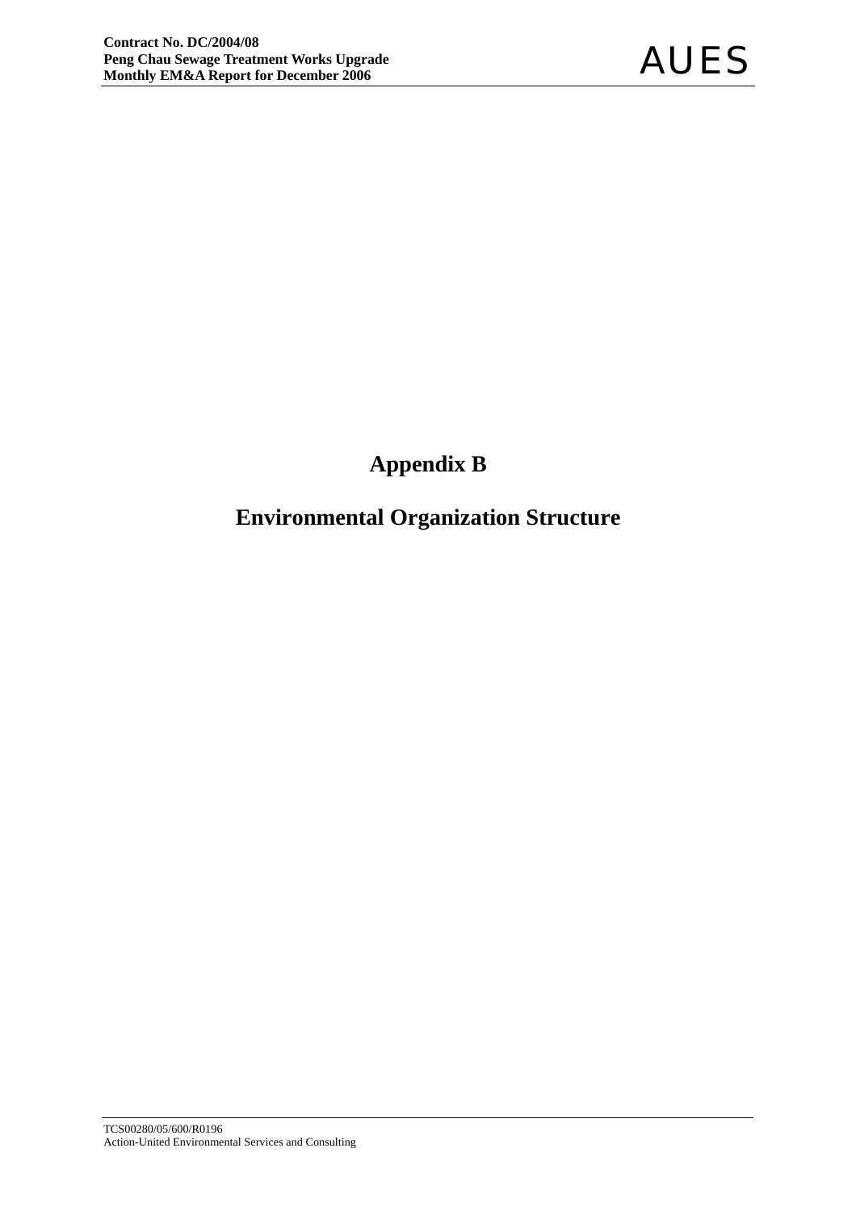# Appendix B

# Environmental Organization Structure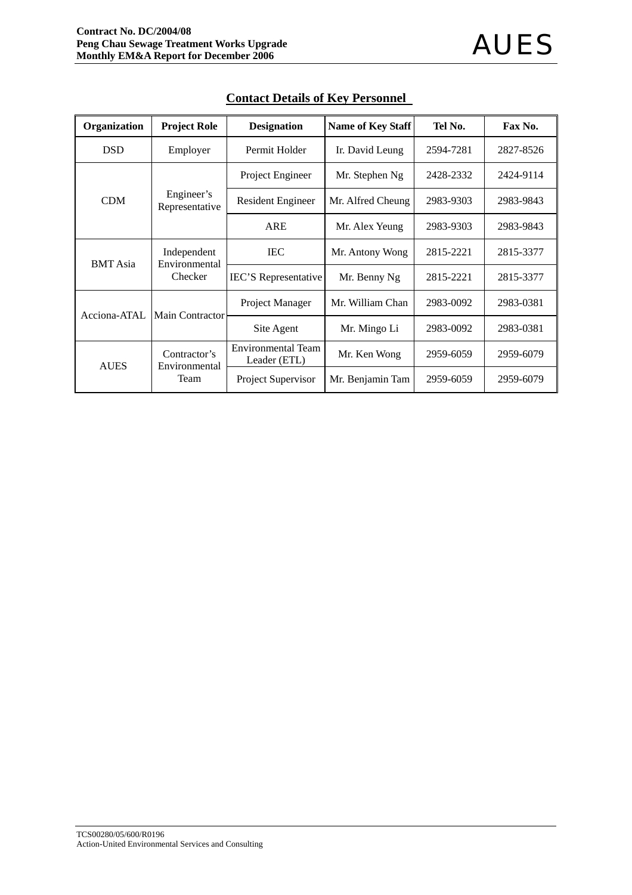## Contact Details of Key Personnel

| Organization | Project Role | Designation | Name of Key Staff | Tel No. | Fax No. |
|---|---|---|---|---|---|
| DSD | Employer | Permit Holder | Ir. David Leung | 2594-7281 | 2827-8526 |
| CDM | Engineer's Representative | Project Engineer | Mr. Stephen Ng | 2428-2332 | 2424-9114 |
| | | Resident Engineer | Mr. Alfred Cheung | 2983-9303 | 2983-9843 |
| | | ARE | Mr. Alex Yeung | 2983-9303 | 2983-9843 |
| BMT Asia | Independent Environmental Checker | IEC | Mr. Antony Wong | 2815-2221 | 2815-3377 |
| | | IEC'S Representative | Mr. Benny Ng | 2815-2221 | 2815-3377 |
| Acciona-ATAL | Main Contractor | Project Manager | Mr. William Chan | 2983-0092 | 2983-0381 |
| | | Site Agent | Mr. Mingo Li | 2983-0092 | 2983-0381 |
| AUES | Contractor's Environmental Team | Environmental Team Leader (ETL) | Mr. Ken Wong | 2959-6059 | 2959-6079 |
| | | Project Supervisor | Mr. Benjamin Tam | 2959-6059 | 2959-6079 |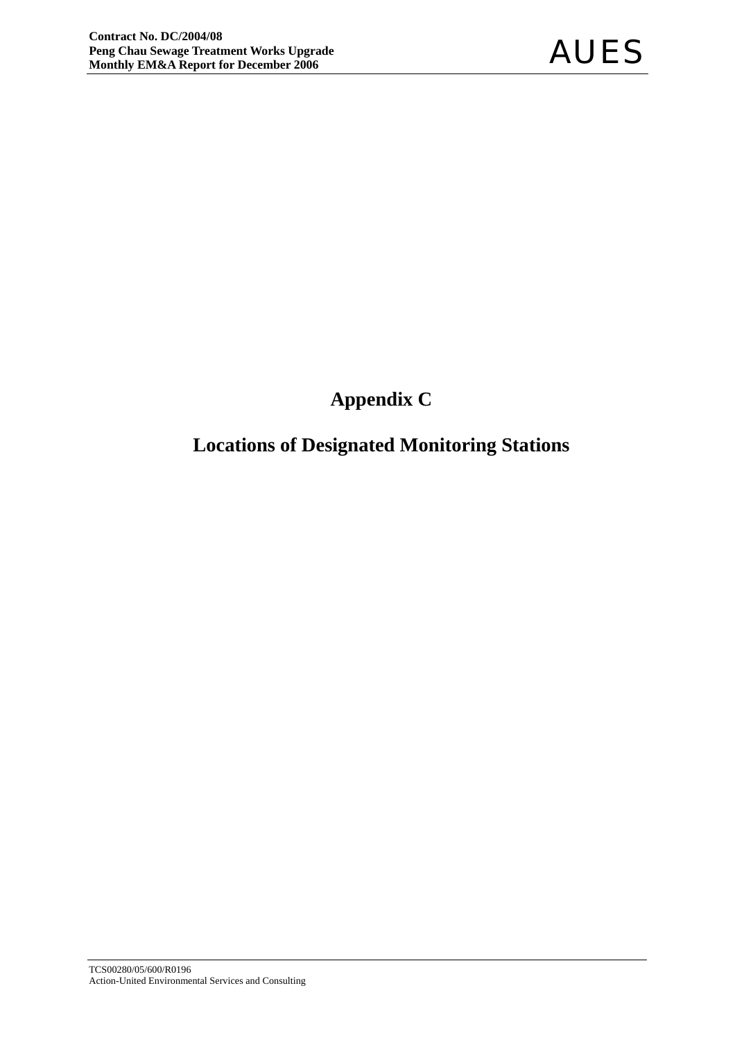# Appendix C

# Locations of Designated Monitoring Stations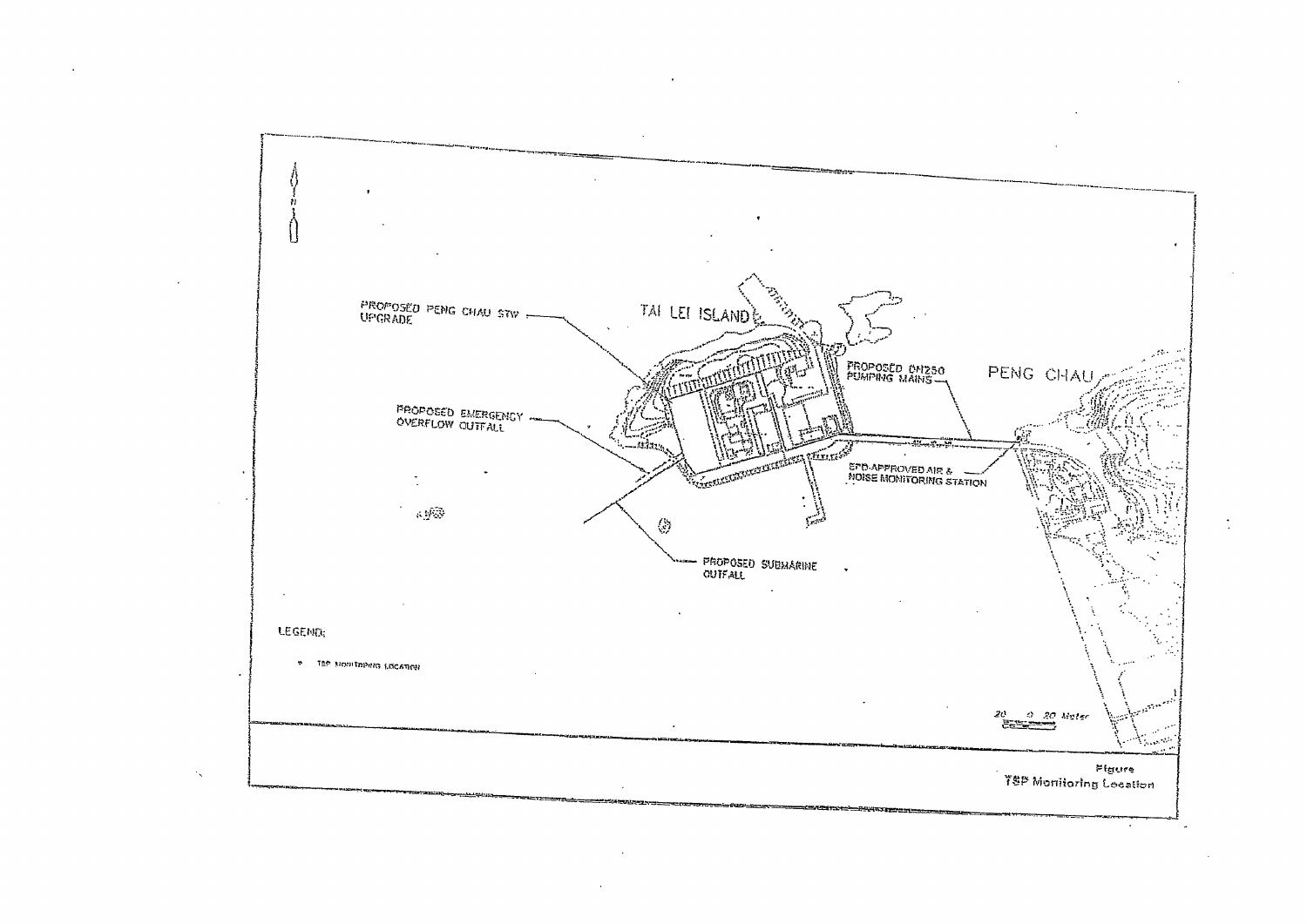PROPOSED PENG CHAU STW UPGRADE

TAI LEI ISLAND

PROPOSED DN250 PUMPING MAINS

PENG CHAU

PROPOSED EMERGENCY OVERFLOW OUTFALL

EPD-APPROVED AIR & NOISE MONITORING STATION

PROPOSED SUBMARINE OUTFALL

LEGEND:

- TSP MONITORING LOCATION

20 0 20 Meter

Figure
TSP Monitoring Location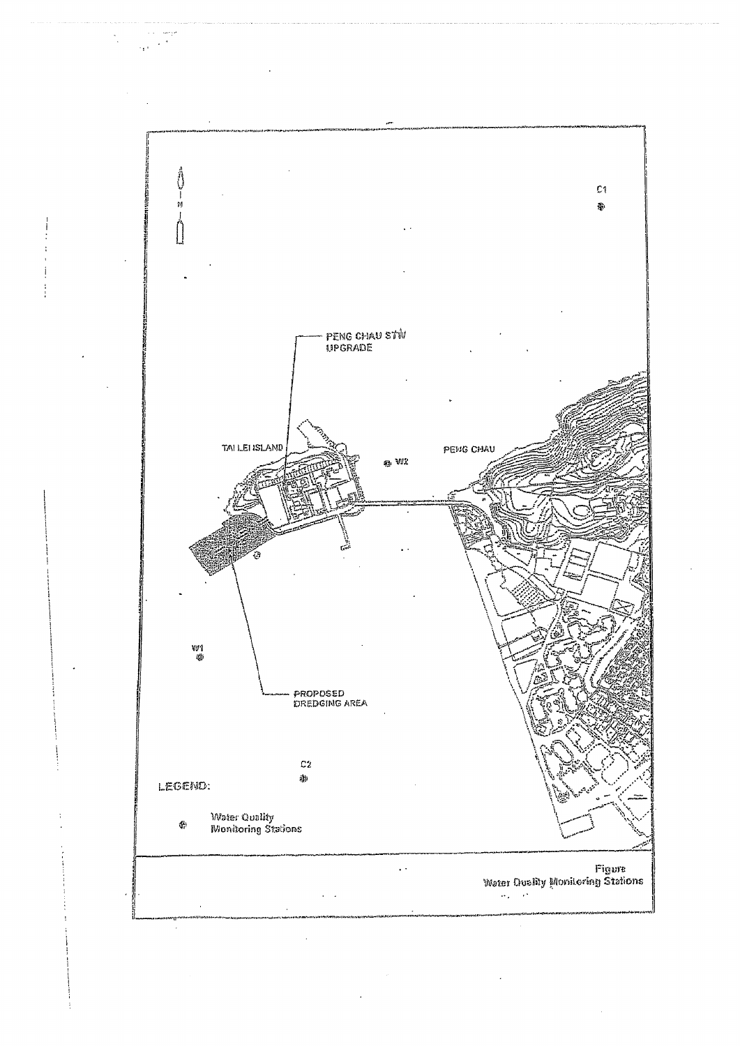N

C1

PENG CHAU STW UPGRADE

TAI LEI ISLAND

W2

PENG CHAU

PROPOSED DREDGING AREA

W1

C2

LEGEND:

Water Quality Monitoring Stations

Figure
Water Quality Monitoring Stations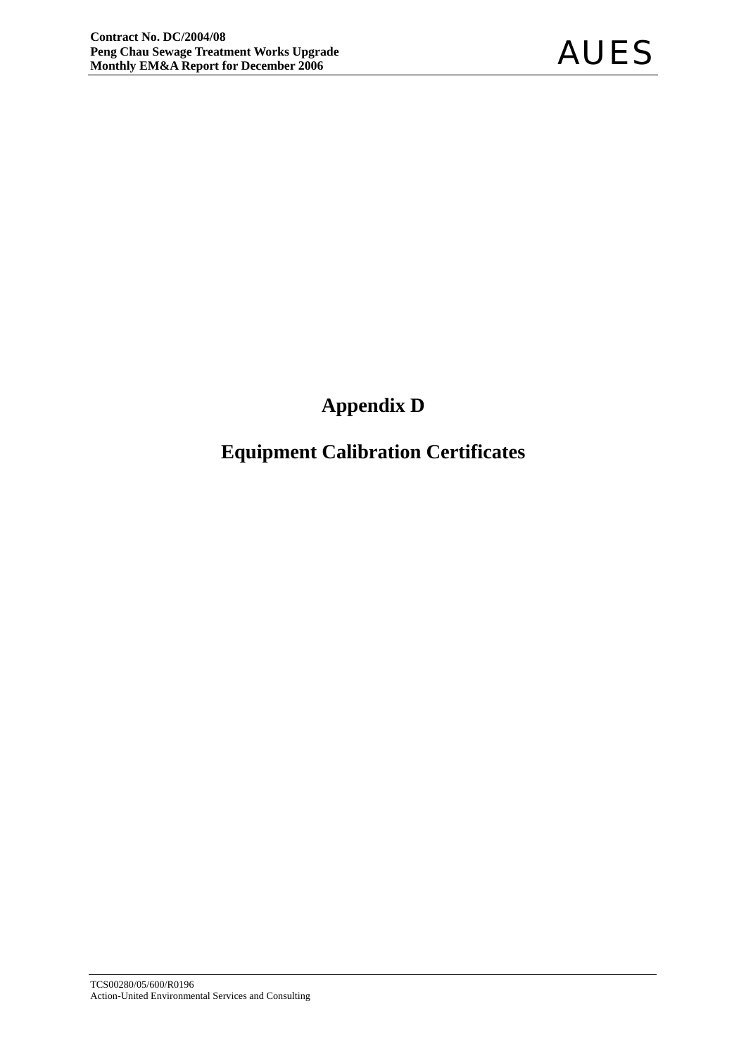# Appendix D

# Equipment Calibration Certificates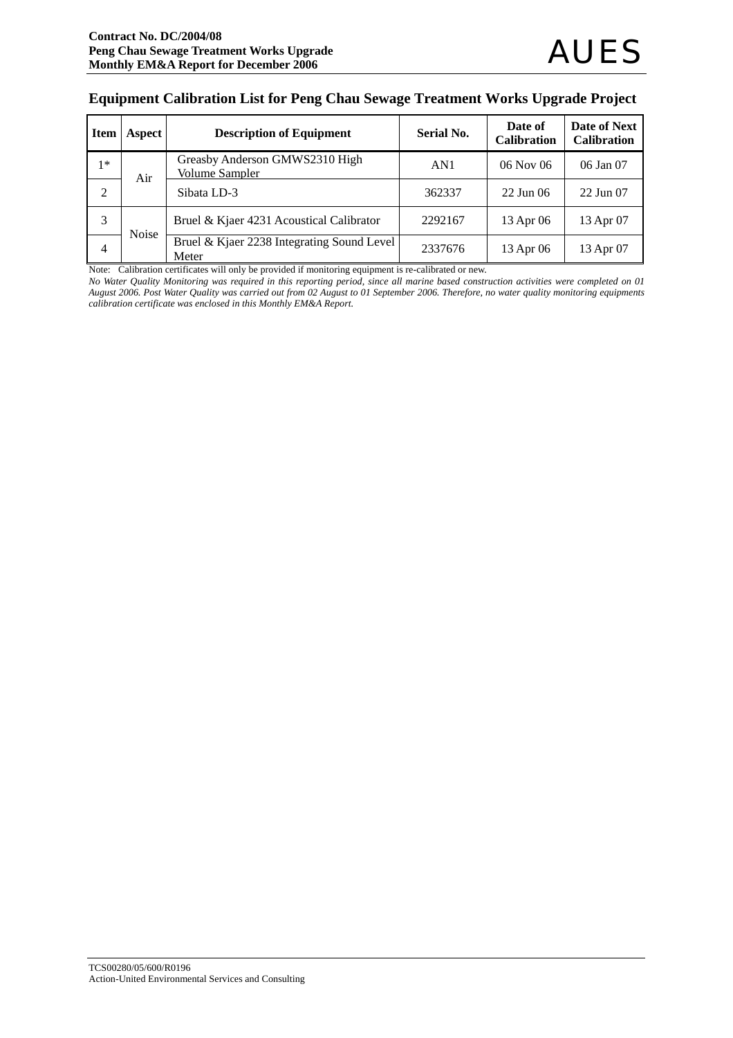## Equipment Calibration List for Peng Chau Sewage Treatment Works Upgrade Project

| Item | Aspect | Description of Equipment | Serial No. | Date of Calibration | Date of Next Calibration |
|---|---|---|---|---|---|
| 1* | Air | Greasby Anderson GMWS2310 High Volume Sampler | AN1 | 06 Nov 06 | 06 Jan 07 |
| 2 | | Sibata LD-3 | 362337 | 22 Jun 06 | 22 Jun 07 |
| 3 | Noise | Bruel & Kjaer 4231 Acoustical Calibrator | 2292167 | 13 Apr 06 | 13 Apr 07 |
| 4 | | Bruel & Kjaer 2238 Integrating Sound Level Meter | 2337676 | 13 Apr 06 | 13 Apr 07 |

Note: Calibration certificates will only be provided if monitoring equipment is re-calibrated or new.

*No Water Quality Monitoring was required in this reporting period, since all marine based construction activities were completed on 01 August 2006. Post Water Quality was carried out from 02 August to 01 September 2006. Therefore, no water quality monitoring equipments calibration certificate was enclosed in this Monthly EM&A Report.*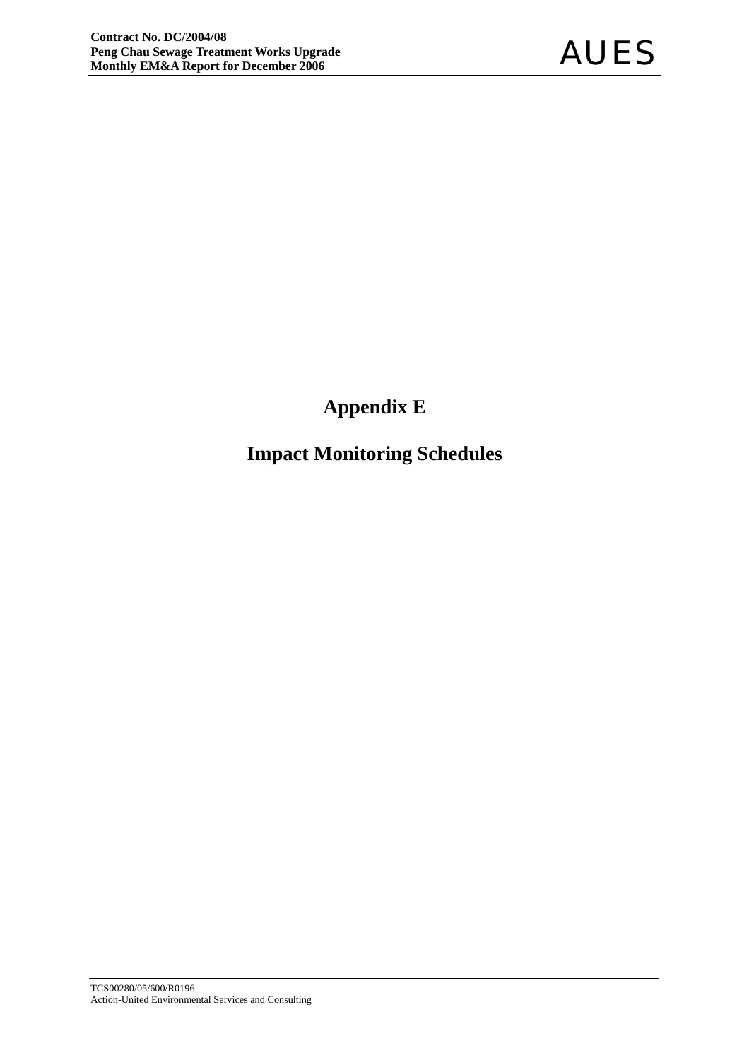# Appendix E

## Impact Monitoring Schedules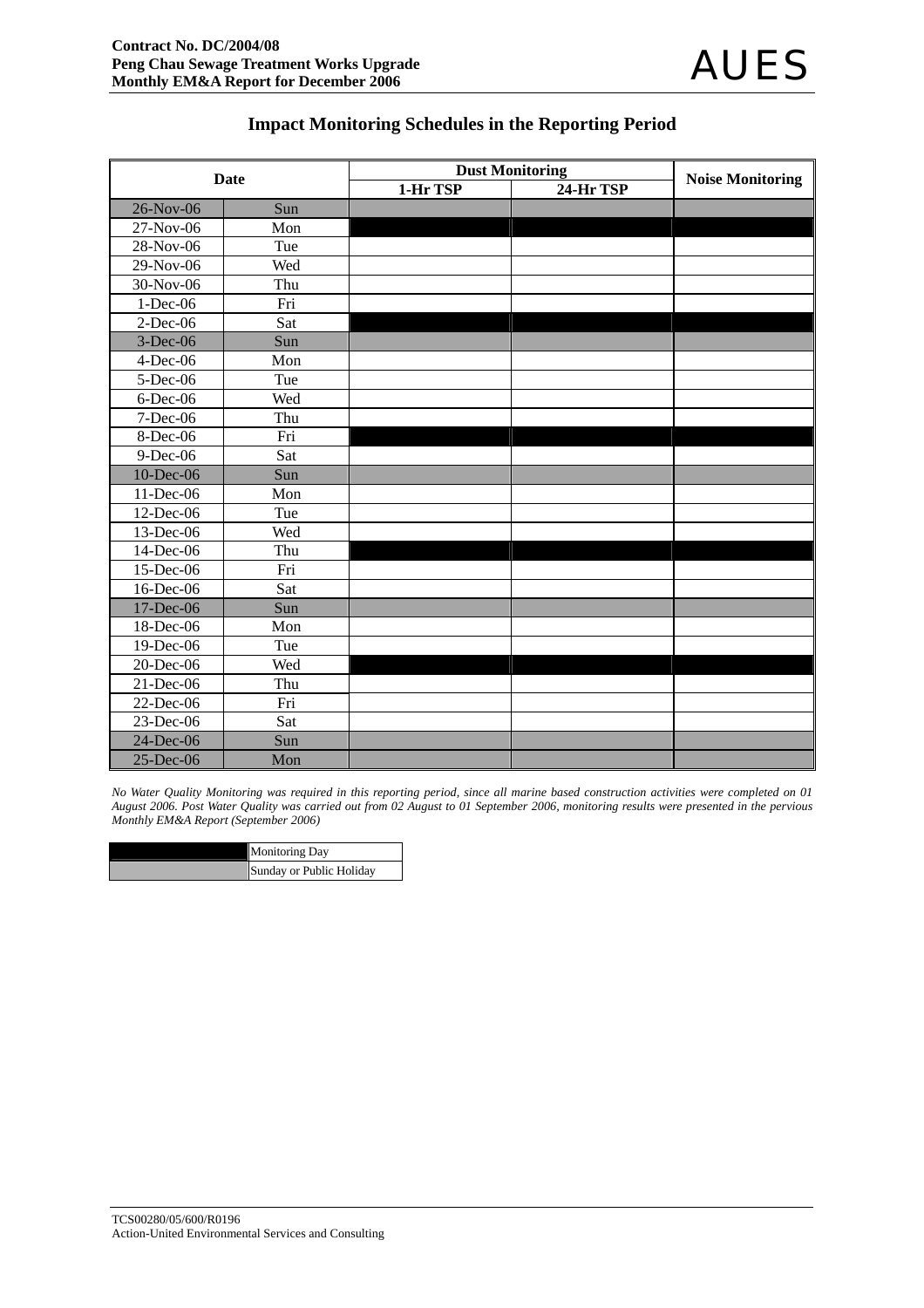## Impact Monitoring Schedules in the Reporting Period

| Date | | Dust Monitoring | | Noise Monitoring |
|---|---|---|---|---|
| | | 1-Hr TSP | 24-Hr TSP | |
| 26-Nov-06 | Sun | | | |
| 27-Nov-06 | Mon | | | |
| 28-Nov-06 | Tue | | | |
| 29-Nov-06 | Wed | | | |
| 30-Nov-06 | Thu | | | |
| 1-Dec-06 | Fri | | | |
| 2-Dec-06 | Sat | | | |
| 3-Dec-06 | Sun | | | |
| 4-Dec-06 | Mon | | | |
| 5-Dec-06 | Tue | | | |
| 6-Dec-06 | Wed | | | |
| 7-Dec-06 | Thu | | | |
| 8-Dec-06 | Fri | | | |
| 9-Dec-06 | Sat | | | |
| 10-Dec-06 | Sun | | | |
| 11-Dec-06 | Mon | | | |
| 12-Dec-06 | Tue | | | |
| 13-Dec-06 | Wed | | | |
| 14-Dec-06 | Thu | | | |
| 15-Dec-06 | Fri | | | |
| 16-Dec-06 | Sat | | | |
| 17-Dec-06 | Sun | | | |
| 18-Dec-06 | Mon | | | |
| 19-Dec-06 | Tue | | | |
| 20-Dec-06 | Wed | | | |
| 21-Dec-06 | Thu | | | |
| 22-Dec-06 | Fri | | | |
| 23-Dec-06 | Sat | | | |
| 24-Dec-06 | Sun | | | |
| 25-Dec-06 | Mon | | | |

*No Water Quality Monitoring was required in this reporting period, since all marine based construction activities were completed on 01 August 2006. Post Water Quality was carried out from 02 August to 01 September 2006, monitoring results were presented in the pervious Monthly EM&A Report (September 2006)*

| | |
|---|---|
| | Monitoring Day |
| | Sunday or Public Holiday |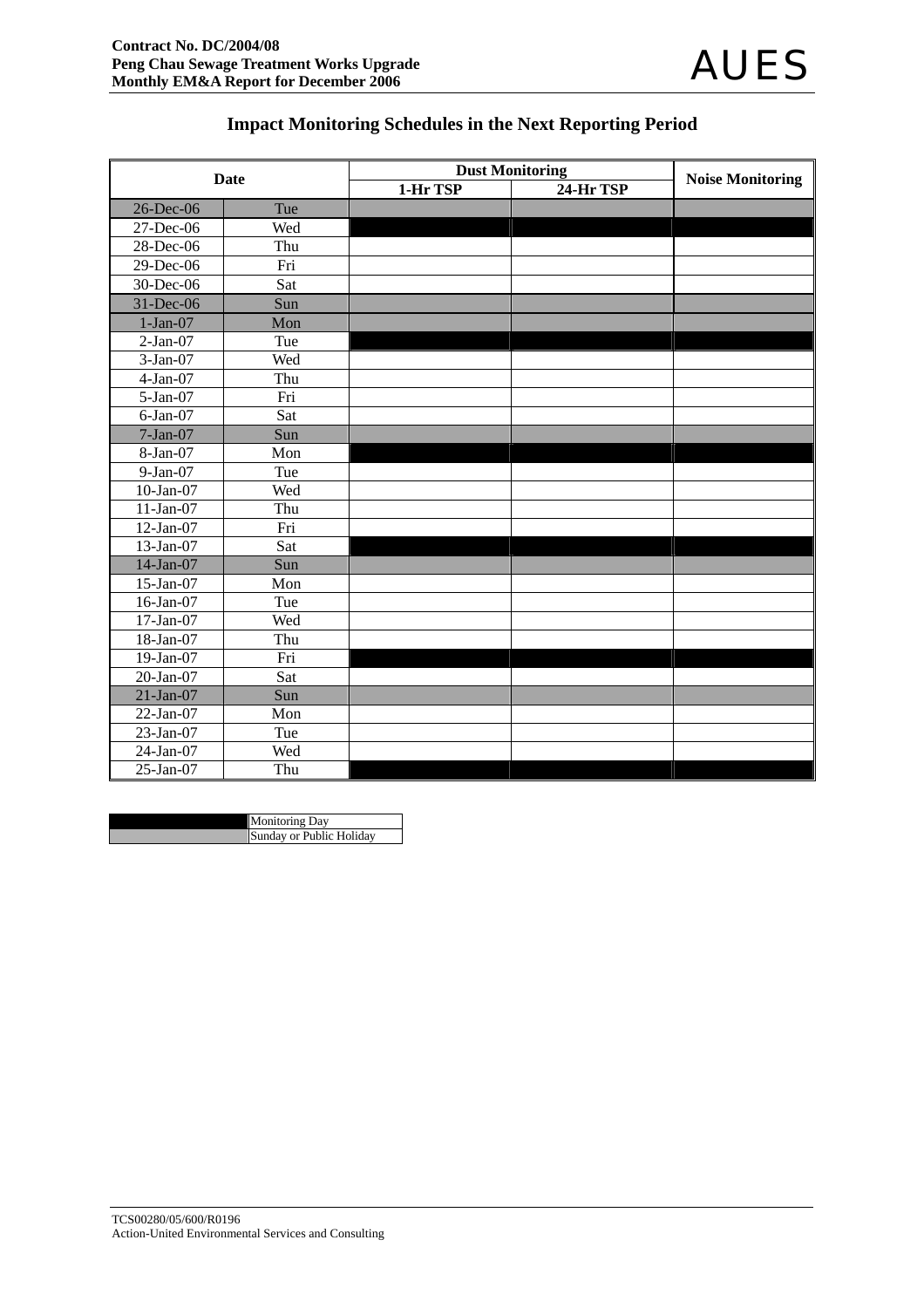## Impact Monitoring Schedules in the Next Reporting Period

| Date | | Dust Monitoring | | Noise Monitoring |
|---|---|---|---|---|
| | | 1-Hr TSP | 24-Hr TSP | |
| 26-Dec-06 | Tue | | | |
| 27-Dec-06 | Wed | ■ | ■ | ■ |
| 28-Dec-06 | Thu | | | |
| 29-Dec-06 | Fri | | | |
| 30-Dec-06 | Sat | | | |
| 31-Dec-06 | Sun | | | |
| 1-Jan-07 | Mon | | | |
| 2-Jan-07 | Tue | ■ | ■ | ■ |
| 3-Jan-07 | Wed | | | |
| 4-Jan-07 | Thu | | | |
| 5-Jan-07 | Fri | | | |
| 6-Jan-07 | Sat | | | |
| 7-Jan-07 | Sun | | | |
| 8-Jan-07 | Mon | ■ | ■ | ■ |
| 9-Jan-07 | Tue | | | |
| 10-Jan-07 | Wed | | | |
| 11-Jan-07 | Thu | | | |
| 12-Jan-07 | Fri | | | |
| 13-Jan-07 | Sat | ■ | ■ | ■ |
| 14-Jan-07 | Sun | | | |
| 15-Jan-07 | Mon | | | |
| 16-Jan-07 | Tue | | | |
| 17-Jan-07 | Wed | | | |
| 18-Jan-07 | Thu | | | |
| 19-Jan-07 | Fri | ■ | ■ | ■ |
| 20-Jan-07 | Sat | | | |
| 21-Jan-07 | Sun | | | |
| 22-Jan-07 | Mon | | | |
| 23-Jan-07 | Tue | | | |
| 24-Jan-07 | Wed | | | |
| 25-Jan-07 | Thu | ■ | ■ | ■ |

| Legend | |
|---|---|
| ■ (black) | Monitoring Day |
| (grey) | Sunday or Public Holiday |

Note: Rows for 26-Dec-06, 31-Dec-06, 1-Jan-07, 7-Jan-07, 14-Jan-07 and 21-Jan-07 are shaded grey (Sunday or Public Holiday).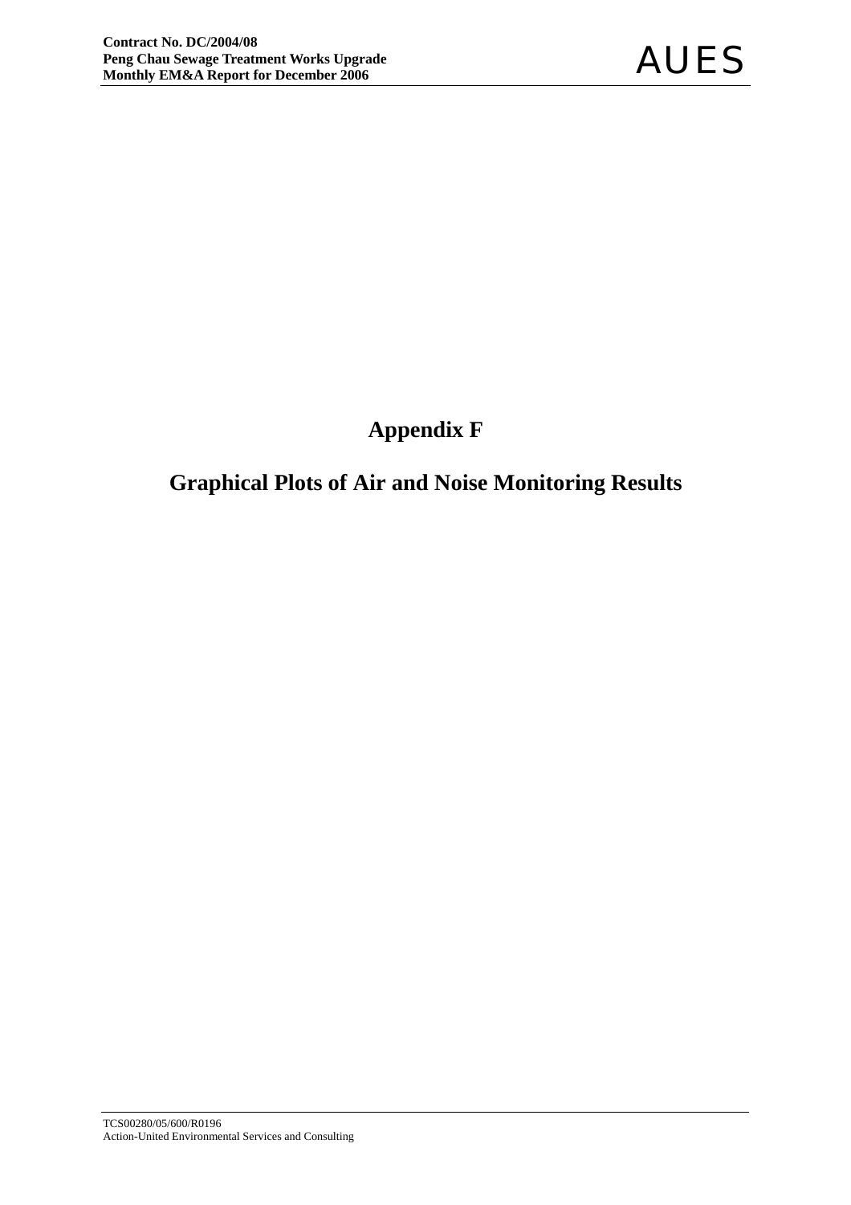# Appendix F

# Graphical Plots of Air and Noise Monitoring Results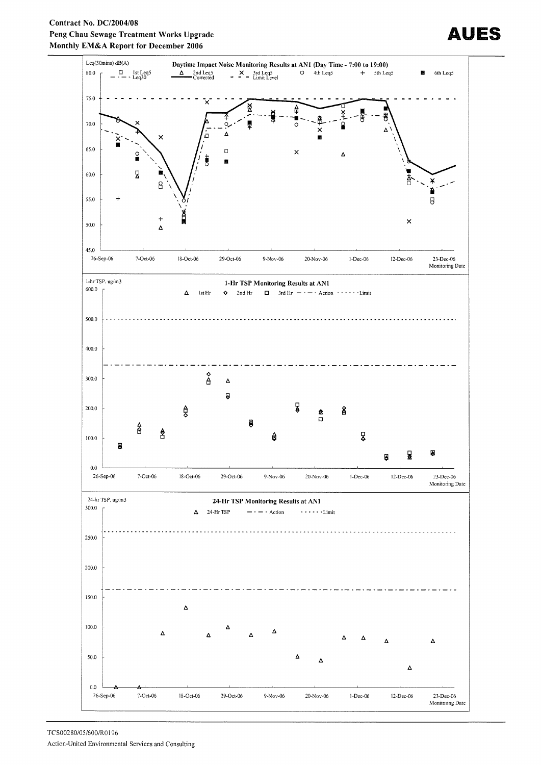Daytime Impact Noise Monitoring Results at AN1 (Day Time - 7:00 to 19:00)

Leq(30mins) dB(A)

□ 1st Leq5 — · — Leq30 △ 2nd Leq5 ━━ Corrected × 3rd Leq5 - - - Limit Level ○ 4th Leq5 + 5th Leq5 ■ 6th Leq5

80.0, 75.0, 70.0, 65.0, 60.0, 55.0, 50.0, 45.0

26-Sep-06, 7-Oct-06, 18-Oct-06, 29-Oct-06, 9-Nov-06, 20-Nov-06, 1-Dec-06, 12-Dec-06, 23-Dec-06

Monitoring Date

1-Hr TSP Monitoring Results at AN1

1-hr TSP, ug/m3

△ 1st Hr ◇ 2nd Hr □ 3rd Hr — · — Action - - - - - Limit

600.0, 500.0, 400.0, 300.0, 200.0, 100.0, 0.0

26-Sep-06, 7-Oct-06, 18-Oct-06, 29-Oct-06, 9-Nov-06, 20-Nov-06, 1-Dec-06, 12-Dec-06, 23-Dec-06

Monitoring Date

24-Hr TSP Monitoring Results at AN1

24-hr TSP, ug/m3

△ 24-Hr TSP — · — Action - - - - - Limit

300.0, 250.0, 200.0, 150.0, 100.0, 50.0, 0.0

26-Sep-06, 7-Oct-06, 18-Oct-06, 29-Oct-06, 9-Nov-06, 20-Nov-06, 1-Dec-06, 12-Dec-06, 23-Dec-06

Monitoring Date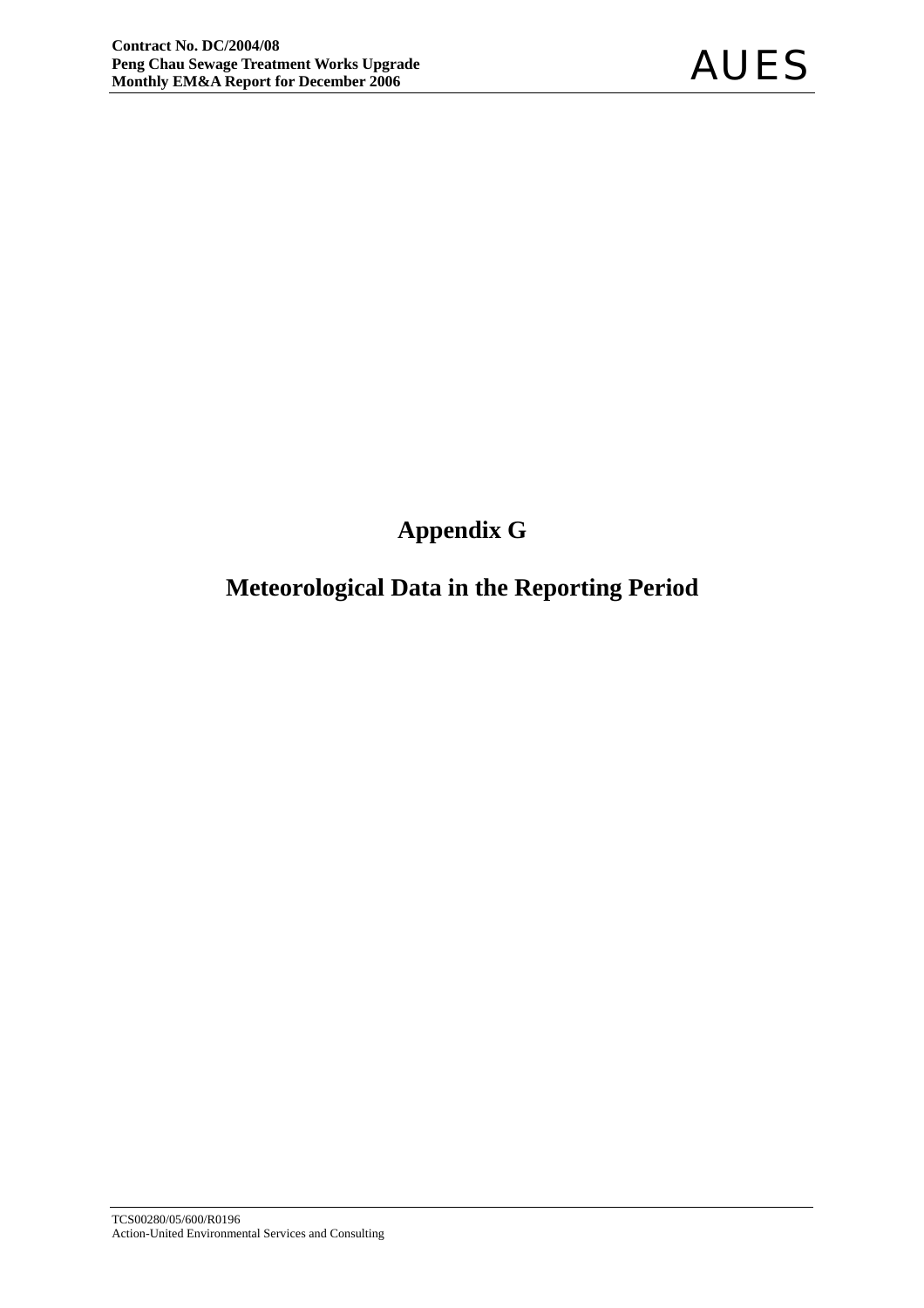# Appendix G

# Meteorological Data in the Reporting Period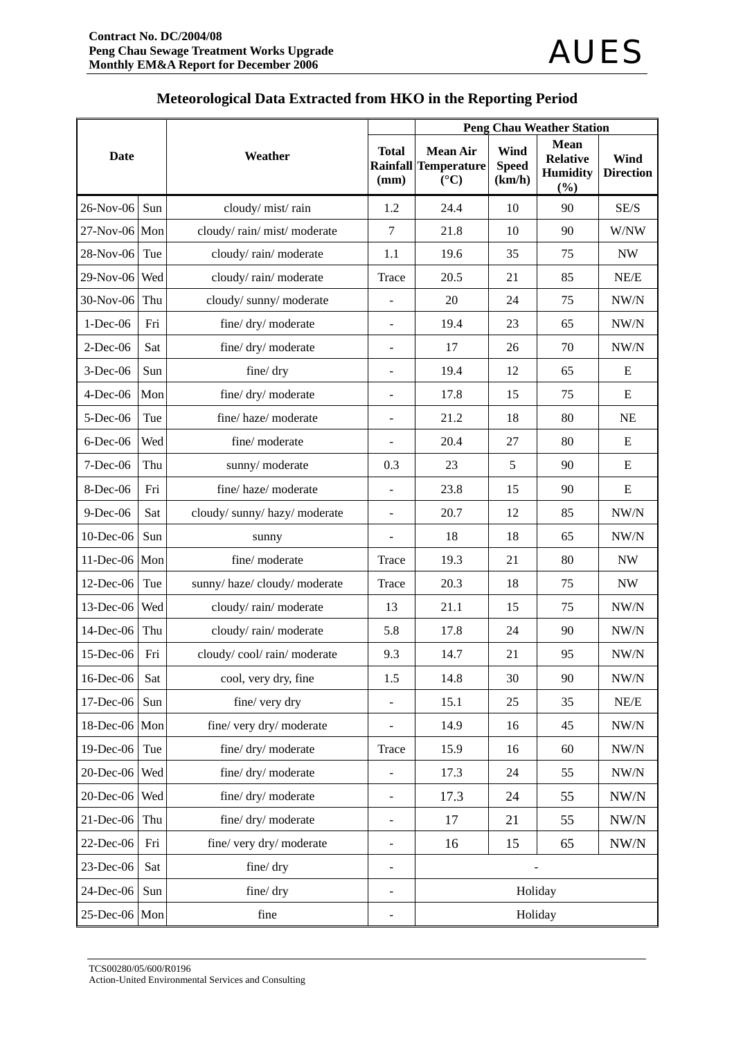## Meteorological Data Extracted from HKO in the Reporting Period

| Date | | Weather | Total Rainfall (mm) | Peng Chau Weather Station | | | |
|---|---|---|---|---|---|---|---|
| | | | | Mean Air Temperature (°C) | Wind Speed (km/h) | Mean Relative Humidity (%) | Wind Direction |
| 26-Nov-06 | Sun | cloudy/ mist/ rain | 1.2 | 24.4 | 10 | 90 | SE/S |
| 27-Nov-06 | Mon | cloudy/ rain/ mist/ moderate | 7 | 21.8 | 10 | 90 | W/NW |
| 28-Nov-06 | Tue | cloudy/ rain/ moderate | 1.1 | 19.6 | 35 | 75 | NW |
| 29-Nov-06 | Wed | cloudy/ rain/ moderate | Trace | 20.5 | 21 | 85 | NE/E |
| 30-Nov-06 | Thu | cloudy/ sunny/ moderate | - | 20 | 24 | 75 | NW/N |
| 1-Dec-06 | Fri | fine/ dry/ moderate | - | 19.4 | 23 | 65 | NW/N |
| 2-Dec-06 | Sat | fine/ dry/ moderate | - | 17 | 26 | 70 | NW/N |
| 3-Dec-06 | Sun | fine/ dry | - | 19.4 | 12 | 65 | E |
| 4-Dec-06 | Mon | fine/ dry/ moderate | - | 17.8 | 15 | 75 | E |
| 5-Dec-06 | Tue | fine/ haze/ moderate | - | 21.2 | 18 | 80 | NE |
| 6-Dec-06 | Wed | fine/ moderate | - | 20.4 | 27 | 80 | E |
| 7-Dec-06 | Thu | sunny/ moderate | 0.3 | 23 | 5 | 90 | E |
| 8-Dec-06 | Fri | fine/ haze/ moderate | - | 23.8 | 15 | 90 | E |
| 9-Dec-06 | Sat | cloudy/ sunny/ hazy/ moderate | - | 20.7 | 12 | 85 | NW/N |
| 10-Dec-06 | Sun | sunny | - | 18 | 18 | 65 | NW/N |
| 11-Dec-06 | Mon | fine/ moderate | Trace | 19.3 | 21 | 80 | NW |
| 12-Dec-06 | Tue | sunny/ haze/ cloudy/ moderate | Trace | 20.3 | 18 | 75 | NW |
| 13-Dec-06 | Wed | cloudy/ rain/ moderate | 13 | 21.1 | 15 | 75 | NW/N |
| 14-Dec-06 | Thu | cloudy/ rain/ moderate | 5.8 | 17.8 | 24 | 90 | NW/N |
| 15-Dec-06 | Fri | cloudy/ cool/ rain/ moderate | 9.3 | 14.7 | 21 | 95 | NW/N |
| 16-Dec-06 | Sat | cool, very dry, fine | 1.5 | 14.8 | 30 | 90 | NW/N |
| 17-Dec-06 | Sun | fine/ very dry | - | 15.1 | 25 | 35 | NE/E |
| 18-Dec-06 | Mon | fine/ very dry/ moderate | - | 14.9 | 16 | 45 | NW/N |
| 19-Dec-06 | Tue | fine/ dry/ moderate | Trace | 15.9 | 16 | 60 | NW/N |
| 20-Dec-06 | Wed | fine/ dry/ moderate | - | 17.3 | 24 | 55 | NW/N |
| 20-Dec-06 | Wed | fine/ dry/ moderate | - | 17.3 | 24 | 55 | NW/N |
| 21-Dec-06 | Thu | fine/ dry/ moderate | - | 17 | 21 | 55 | NW/N |
| 22-Dec-06 | Fri | fine/ very dry/ moderate | - | 16 | 15 | 65 | NW/N |
| 23-Dec-06 | Sat | fine/ dry | - | - | | | |
| 24-Dec-06 | Sun | fine/ dry | - | Holiday | | | |
| 25-Dec-06 | Mon | fine | - | Holiday | | | |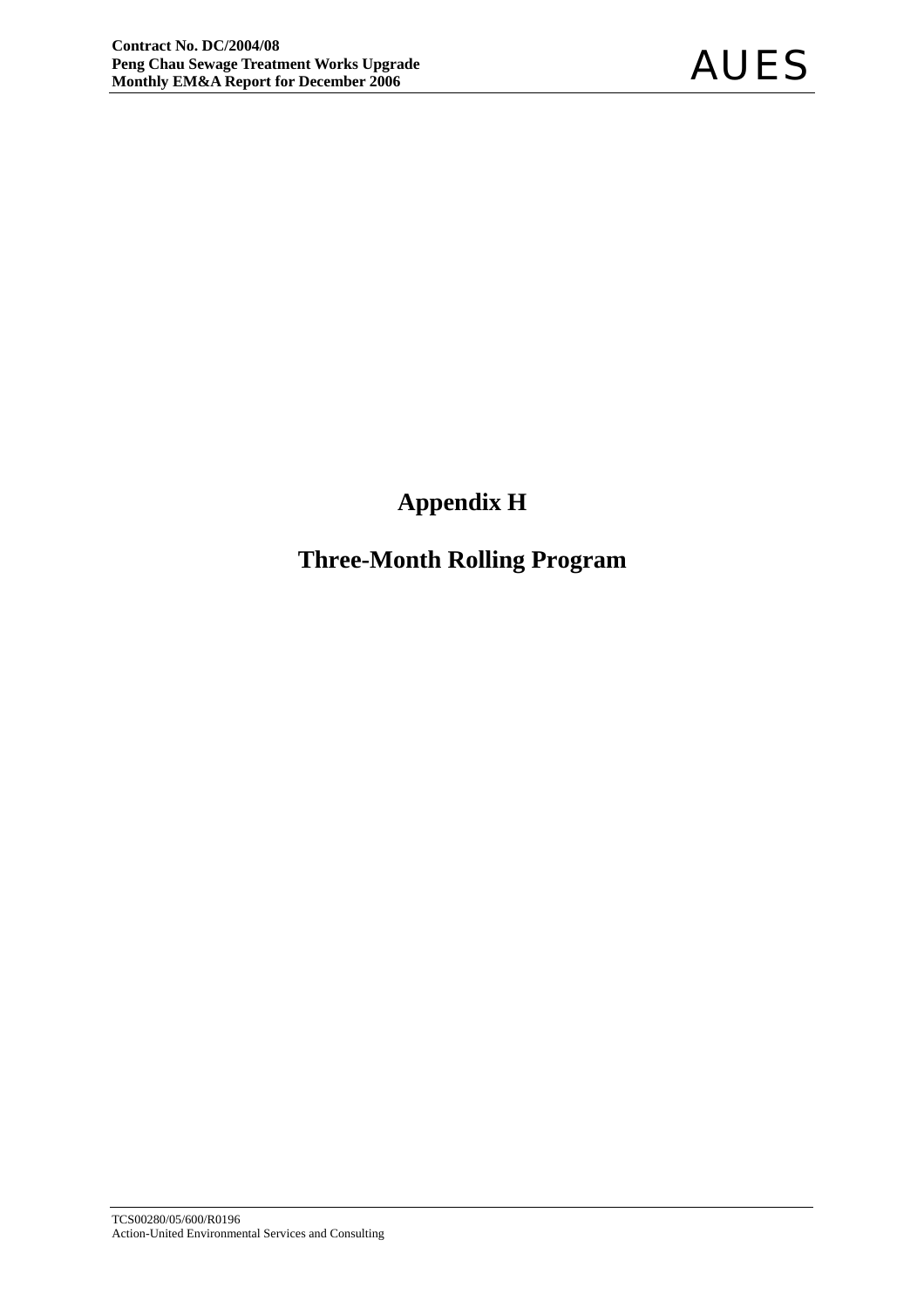# Appendix H

# Three-Month Rolling Program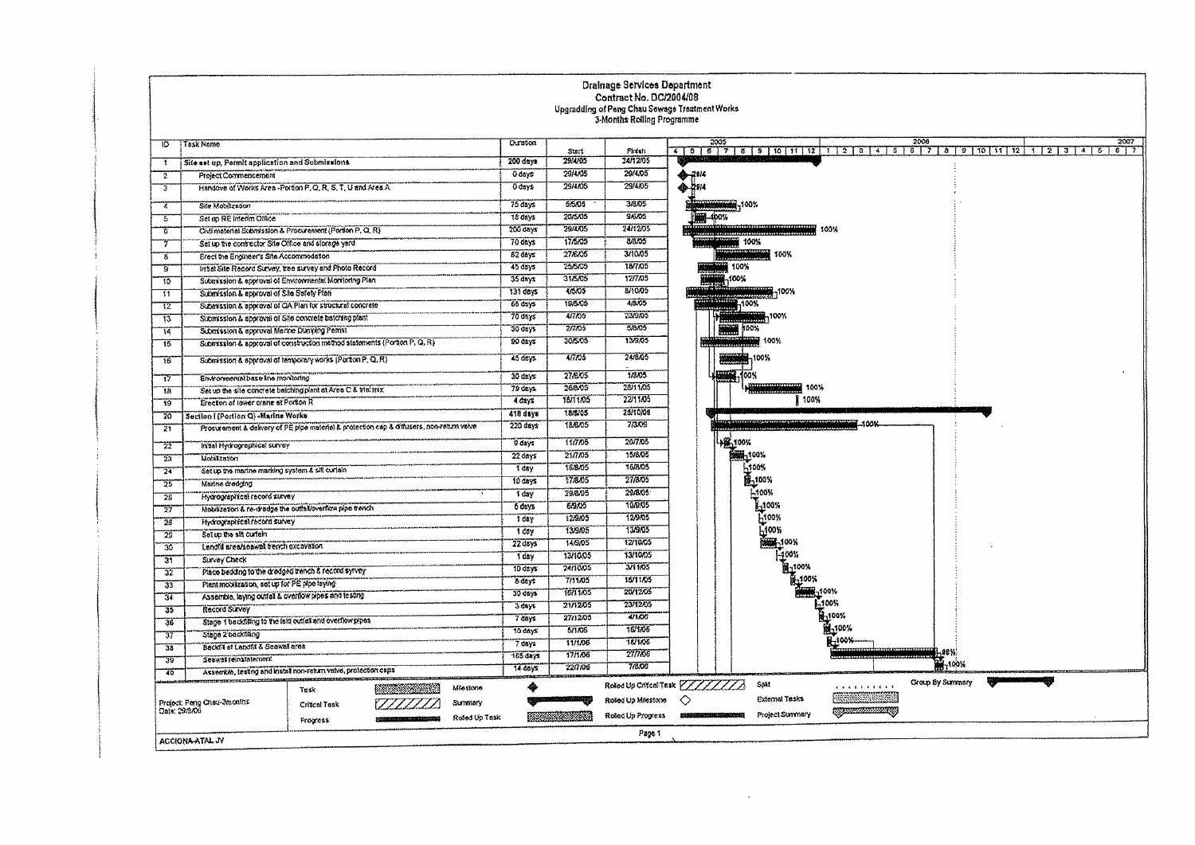# Drainage Services Department

## Contract No. DC/2004/08

### Upgradding of Peng Chau Sewage Treatment Works

### 3-Months Rolling Programme

| ID | Task Name | Duration | Start | Finish | Progress |
|---|---|---|---|---|---|
| 1 | **Site set up, Permit application and Submissions** | 200 days | 29/4/05 | 24/12/05 | |
| 2 | Project Commencement | 0 days | 29/4/05 | 29/4/05 | 29/4 |
| 3 | Handove of Works Area - Portion P, Q, R, S, T, U and Area A | 0 days | 29/4/05 | 29/4/05 | 29/4 |
| 4 | Site Mobilization | 75 days | 5/5/05 | 3/8/05 | 100% |
| 5 | Set up RE interim Office | 18 days | 20/5/05 | 9/6/05 | 100% |
| 6 | Civil material Submission & Procurement (Portion P, Q, R) | 200 days | 29/4/05 | 24/12/05 | 100% |
| 7 | Set up the contractor Site Office and storage yard | 70 days | 17/5/05 | 8/8/05 | 100% |
| 8 | Erect the Engineer's Site Accommodation | 82 days | 27/6/05 | 3/10/05 | 100% |
| 9 | Initial Site Record Survey, tree survey and Photo Record | 45 days | 25/5/05 | 18/7/05 | 100% |
| 10 | Submission & approval of Environmental Monitoring Plan | 35 days | 31/5/05 | 12/7/05 | 100% |
| 11 | Submission & approval of Site Safety Plan | 131 days | 4/5/05 | 8/10/05 | 100% |
| 12 | Submission & approval of QA Plan for structural concrete | 66 days | 19/5/05 | 4/8/05 | 100% |
| 13 | Submission & approval of Site concrete batching plant | 70 days | 4/7/05 | 23/9/05 | 100% |
| 14 | Submission & approval Marine Dumping Permit | 30 days | 2/7/05 | 5/8/05 | 100% |
| 15 | Submission & approval of construction method statements (Portion P, Q, R) | 90 days | 30/5/05 | 13/9/05 | 100% |
| 16 | Submission & approval of temporary works (Portion P, Q, R) | 45 days | 4/7/05 | 24/8/05 | 100% |
| 17 | Environmental base line monitoring | 30 days | 27/6/05 | 1/8/05 | 100% |
| 18 | Set up the site concrete batching plant at Area C & trial mix | 79 days | 26/8/05 | 28/11/05 | 100% |
| 19 | Erection of tower crane at Portion R | 4 days | 18/11/05 | 22/11/05 | 100% |
| 20 | **Section I (Portion Q) - Marine Works** | 418 days | 18/6/05 | 25/10/06 | |
| 21 | Procurement & delivery of PE pipe material & protection cap & diffusers, non-return valve | 220 days | 18/6/05 | 7/3/06 | 100% |
| 22 | Initial Hydrographical survey | 9 days | 11/7/05 | 20/7/05 | 100% |
| 23 | Mobilization | 22 days | 21/7/05 | 15/8/05 | 100% |
| 24 | Set up the marine marking system & silt curtain | 1 day | 16/8/05 | 16/8/05 | 100% |
| 25 | Marine dredging | 10 days | 17/8/05 | 27/8/05 | 100% |
| 26 | Hydrographical record survey | 1 day | 29/8/05 | 29/8/05 | 100% |
| 27 | Mobilization & re-dredge the outfall/overflow pipe trench | 5 days | 5/9/05 | 10/9/05 | 100% |
| 28 | Hydrographical record survey | 1 day | 12/9/05 | 12/9/05 | 100% |
| 29 | Set up the silt curtain | 1 day | 13/9/05 | 13/9/05 | 100% |
| 30 | Landfill area/seawall trench excavation | 22 days | 14/9/05 | 12/10/05 | 100% |
| 31 | Survey Check | 1 day | 13/10/05 | 13/10/05 | 100% |
| 32 | Place bedding to the dredged trench & record survey | 10 days | 24/10/05 | 3/11/05 | 100% |
| 33 | Plant mobilization, set up for PE pipe laying | 8 days | 7/11/05 | 15/11/05 | 100% |
| 34 | Assemble, laying outfall & overflow pipes and testing | 30 days | 16/11/05 | 20/12/05 | 100% |
| 35 | Record Survey | 3 days | 21/12/05 | 23/12/05 | 100% |
| 36 | Stage 1 backfilling to the laid outfall and overflow pipes | 7 days | 27/12/05 | 4/1/06 | 100% |
| 37 | Stage 2 backfilling | 10 days | 5/1/06 | 16/1/06 | 100% |
| 38 | Backfill at Landfill & Seawall area | 7 days | 11/1/06 | 18/1/06 | 100% |
| 39 | Seawall reinstatement | 165 days | 17/1/06 | 27/7/06 | 98% |
| 40 | Assemble, testing and install non-return valve, protection caps | 14 days | 22/7/06 | 7/8/06 | 100% |

Project: Peng Chau-3months
Date: 29/8/06

Legend: Task, Critical Task, Progress, Milestone, Summary, Rolled Up Task, Rolled Up Critical Task, Rolled Up Milestone, Rolled Up Progress, Split, External Tasks, Project Summary, Group By Summary

ACCIONA-ATAL JV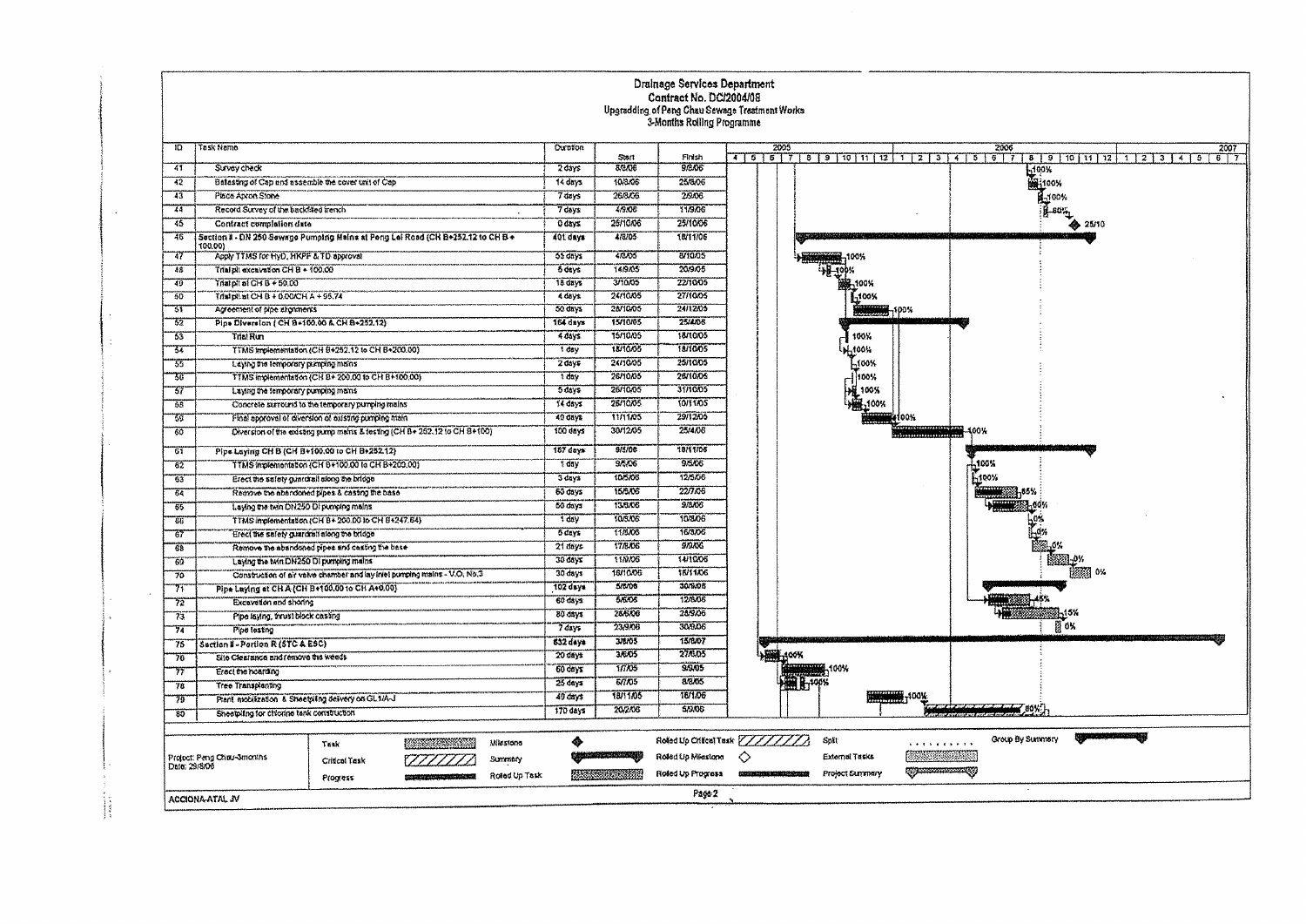# Drainage Services Department

## Contract No. DC/2004/08

### Upgrading of Peng Chau Sewage Treatment Works

### 3-Months Rolling Programme

| ID | Task Name | Duration | Start | Finish | Progress |
|---|---|---|---|---|---|
| 41 | Survey check | 2 days | 8/8/06 | 9/8/06 | 100% |
| 42 | Ballasting of Cap and assemble the cover unit of Cap | 14 days | 10/8/06 | 25/8/06 | 100% |
| 43 | Place Apron Stone | 7 days | 26/8/06 | 2/9/06 | 100% |
| 44 | Record Survey of the backfilled trench | 7 days | 4/9/06 | 11/9/06 | 60% |
| 45 | Contract completion date | 0 days | 25/10/06 | 25/10/06 | 25/10 |
| 46 | Section II - DN 250 Sewage Pumping Mains at Peng Lei Road (CH B+252.12 to CH B+100.00) | 401 days | 4/8/05 | 18/11/06 | |
| 47 | Apply TTMS for HyD, HKPF & TD approval | 55 days | 4/8/05 | 8/10/05 | 100% |
| 48 | Trial pit excavation CH B + 100.00 | 6 days | 14/9/05 | 20/9/05 | 100% |
| 49 | Trial pit at CH B + 50.00 | 18 days | 3/10/05 | 22/10/05 | 100% |
| 50 | Trial pit at CH B + 0.00/CH A + 95.74 | 4 days | 24/10/05 | 27/10/05 | 100% |
| 51 | Agreement of pipe alignments | 50 days | 28/10/05 | 24/12/05 | 100% |
| 52 | Pipe Diversion ( CH B+100.00 & CH B+252.12) | 164 days | 15/10/05 | 25/4/06 | |
| 53 | Trial Run | 4 days | 15/10/05 | 18/10/05 | 100% |
| 54 | TTMS implementation (CH B+252.12 to CH B+200.00) | 1 day | 18/10/05 | 18/10/05 | 100% |
| 55 | Laying the temporary pumping mains | 2 days | 24/10/05 | 25/10/05 | 100% |
| 56 | TTMS implementation (CH B+ 200.00 to CH B+100.00) | 1 day | 26/10/05 | 26/10/05 | 100% |
| 57 | Laying the temporary pumping mains | 5 days | 26/10/05 | 31/10/05 | 100% |
| 58 | Concrete surround to the temporary pumping mains | 14 days | 26/10/05 | 10/11/05 | 100% |
| 59 | Final approval of diversion of existing pumping main | 40 days | 11/11/05 | 29/12/05 | 100% |
| 60 | Diversion of the existing pump mains & testing (CH B+ 252.12 to CH B+100) | 100 days | 30/12/05 | 25/4/06 | 100% |
| 61 | Pipe Laying CH B (CH B+100.00 to CH B+252.12) | 167 days | 9/5/06 | 18/11/06 | |
| 62 | TTMS implementation (CH B+100.00 to CH B+200.00) | 1 day | 9/5/06 | 9/5/06 | 100% |
| 63 | Erect the safety guardrail along the bridge | 3 days | 10/5/06 | 12/5/06 | 100% |
| 64 | Remove the abandoned pipes & casting the base | 60 days | 15/5/06 | 22/7/06 | 85% |
| 65 | Laying the twin DN250 DI pumping mains | 50 days | 13/6/06 | 9/8/06 | 60% |
| 66 | TTMS implementation (CH B+ 200.00 to CH B+247.64) | 1 day | 10/8/06 | 10/8/06 | 0% |
| 67 | Erect the safety guardrail along the bridge | 5 days | 11/8/06 | 16/8/06 | 0% |
| 68 | Remove the abandoned pipes and casting the base | 21 days | 17/8/06 | 9/9/06 | 0% |
| 69 | Laying the twin DN250 DI pumping mains | 30 days | 11/9/06 | 14/10/06 | 0% |
| 70 | Construction of air valve chamber and lay inlet pumping mains - V.O. No.3 | 30 days | 16/10/06 | 18/11/06 | 0% |
| 71 | Pipe Laying at CH A (CH B+100.00 to CH A+0.00) | 102 days | 5/6/06 | 30/9/06 | |
| 72 | Excavation and shoring | 60 days | 5/6/06 | 12/8/06 | 45% |
| 73 | Pipe laying, thrust block casting | 80 days | 26/6/06 | 28/9/06 | 15% |
| 74 | Pipe testing | 7 days | 23/9/06 | 30/9/06 | 0% |
| 75 | Section II - Portion R (STC & ESC) | 632 days | 3/6/05 | 15/6/07 | |
| 76 | Site Clearance and remove the weeds | 20 days | 3/6/05 | 27/6/05 | 100% |
| 77 | Erect the hoarding | 60 days | 1/7/05 | 9/9/05 | 100% |
| 78 | Tree Transplanting | 25 days | 6/7/05 | 8/8/05 | 100% |
| 79 | Plant mobilization & Sheetpiling delivery on GL1/A-J | 49 days | 18/11/05 | 18/1/06 | 100% |
| 80 | Sheetpiling for chlorine tank construction | 170 days | 20/2/06 | 5/9/06 | 80% |

Project: Peng Chau-3months
Date: 29/8/06

Legend: Task; Critical Task; Progress; Milestone; Summary; Rolled Up Task; Rolled Up Critical Task; Rolled Up Milestone; Rolled Up Progress; Split; External Tasks; Project Summary; Group By Summary

ACCIONA-ATAL JV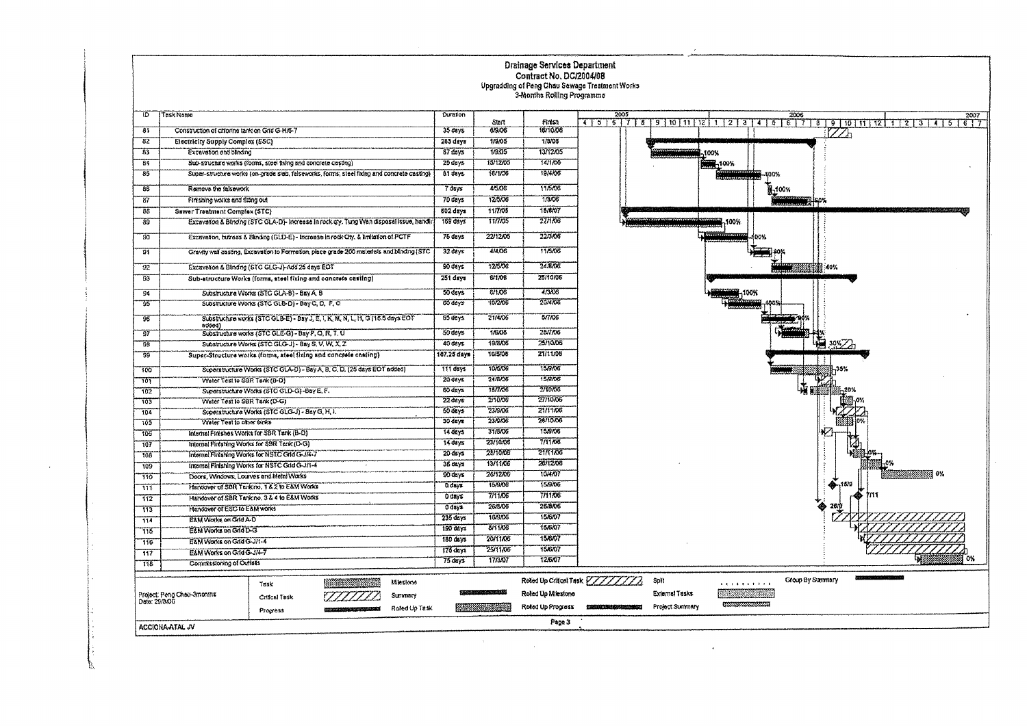# Drainage Services Department

## Contract No. DC/2004/08

Upgradding of Peng Chau Sewage Treatment Works

3-Months Rolling Programme

| ID | Task Name | Duration | Start | Finish |
| --- | --- | --- | --- | --- |
| 81 | Construction of chlorine tank on Grid G-H/6-7 | 35 days | 6/9/06 | 16/10/06 |
| 82 | Electricity Supply Complex (ESC) | 283 days | 1/9/05 | 1/8/06 |
| 83 | Excavation and blinding | 87 days | 1/9/05 | 13/12/05 |
| 84 | Sub-structure works (forms, steel fixing and concrete casting) | 25 days | 15/12/05 | 14/1/06 |
| 85 | Super-structure works (on-grade slab, falseworks, forms, steel fixing and concrete casting) | 81 days | 16/1/06 | 19/4/06 |
| 86 | Remove the falsework | 7 days | 4/5/06 | 11/5/06 |
| 87 | Finishing works and fitting out | 70 days | 12/5/06 | 1/8/06 |
| 88 | Sewer Treatment Complex (STC) | 502 days | 11/7/05 | 15/8/07 |
| 89 | Excavation & Binding (STC GLA-D)- Increase in rock qty, Tung Wan disposal issue, handli | 169 days | 11/7/05 | 27/1/06 |
| 90 | Excavation, butress & Blinding (GLD-E) - Increase in rock Qty. & limitation of PCTF | 76 days | 22/12/05 | 22/3/06 |
| 91 | Gravity wall casting, Excavation to Formation, place grade 200 materials and blinding (STC | 32 days | 4/4/06 | 11/5/06 |
| 92 | Excavation & Blinding (STC GLG-J)-Add 25 days EOT | 90 days | 12/5/06 | 24/8/06 |
| 93 | Sub-structure Works (forms, steel fixing and concrete casting) | 251 days | 6/1/06 | 25/10/06 |
| 94 | Substructure Works (STC GLA-B) - Bay A, B | 50 days | 6/1/06 | 4/3/06 |
| 95 | Substructure Works (STC GLB-D) - Bay C, D, F, O | 60 days | 10/2/06 | 20/4/06 |
| 96 | Substructure works (STC GLB-E) - Bay J, E, I, K, M, N, L, H, G (16.5 days EOT added) | 65 days | 21/4/06 | 5/7/06 |
| 97 | Substructure works (STC GLE-G) - Bay P, Q, R, T, U | 50 days | 1/6/06 | 28/7/06 |
| 98 | Substructure Works (STC GLG-J) - Bay S, V, W, X, Z | 40 days | 19/8/06 | 25/10/06 |
| 99 | Super-Structure works (forms, steel fixing and concrete casting) | 167.25 days | 10/5/06 | 21/11/06 |
| 100 | Superstructure Works (STC GLA-D) - Bay A, B, C, D, (25 days EOT added) | 111 days | 10/5/06 | 15/9/06 |
| 101 | Water Test to SBR Tank (B-D) | 20 days | 24/8/06 | 15/9/06 |
| 102 | Superstructure Works (STC GLD-G) - Bay E, F. | 60 days | 18/7/06 | 2/10/06 |
| 103 | Water Test to SBR Tank (D-G) | 22 days | 2/10/06 | 27/10/06 |
| 104 | Superstructure Works (STC GLG-J) - Bay G, H, I. | 50 days | 23/9/06 | 21/11/06 |
| 105 | Water Test to other tanks | 30 days | 23/9/06 | 28/10/06 |
| 106 | Internal Finishes Works for SBR Tank (B-D) | 14 days | 31/8/06 | 15/9/06 |
| 107 | Internal Finishing Works for SBR Tank (D-G) | 14 days | 23/10/06 | 7/11/06 |
| 108 | Internal Finishing Works for NSTC Grid G-J/4-7 | 20 days | 28/10/06 | 21/11/06 |
| 109 | Internal Finishing Works for NSTC Grid G-J/1-4 | 35 days | 13/11/06 | 26/12/06 |
| 110 | Doors, Windows, Louvres and Metal Works | 90 days | 26/12/06 | 10/4/07 |
| 111 | Handover of SBR Tank no. 1 & 2 to E&M Works | 0 days | 15/9/06 | 15/9/06 |
| 112 | Handover of SBR Tank no. 3 & 4 to E&M Works | 0 days | 7/11/06 | 7/11/06 |
| 113 | Handover of ESC to E&M works | 0 days | 26/8/06 | 26/8/06 |
| 114 | E&M Works on Grid A-D | 235 days | 16/9/06 | 15/6/07 |
| 115 | E&M Works on Grid D-G | 190 days | 8/11/06 | 15/6/07 |
| 116 | E&M Works on Grid G-J/1-4 | 180 days | 20/11/06 | 15/6/07 |
| 117 | E&M Works on Grid G-J/4-7 | 175 days | 25/11/06 | 15/6/07 |
| 118 | Commissioning of Outfalls | 75 days | 17/3/07 | 12/6/07 |

2005 | 4 | 5 | 6 | 7 | 8 | 9 | 10 | 11 | 12 |
2006 | 1 | 2 | 3 | 4 | 5 | 6 | 7 | 8 | 9 | 10 | 11 | 12 |
2007 | 1 | 2 | 3 | 4 | 5 | 6 | 7

100%
100%
100%
100%
80%
100%
100%
80%
40%
100%
100%
90%
84%
30%
35%
20%
0%
0%
0%
0%
0%
15/9
7/11
26/8
0%

Project: Peng Chau-3months
Date: 29/8/06

Task | Milestone | Rolled Up Critical Task | Split | Group By Summary
Critical Task | Summary | Rolled Up Milestone | External Tasks
Progress | Rolled Up Task | Rolled Up Progress | Project Summary

ACCIONA-ATAL JV